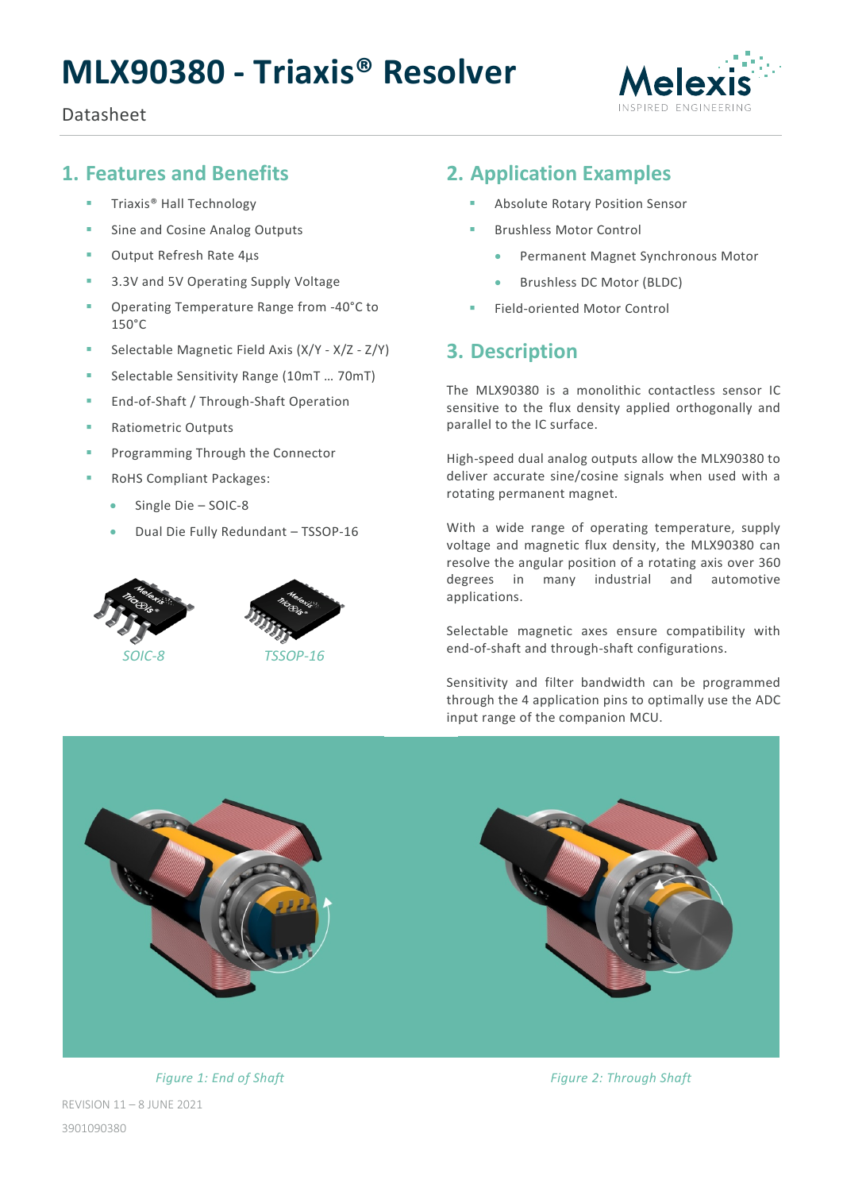# MLX90380 - Triaxis® Resolver

Datasheet

## 1. Features and Benefits

- Triaxis® Hall Technology
- Sine and Cosine Analog Outputs
- Output Refresh Rate 4µs
- 3.3V and 5V Operating Supply Voltage
- Operating Temperature Range from -40°C to 150°C
- Selectable Magnetic Field Axis (X/Y - X/Z - Z/Y)
- Selectable Sensitivity Range (10mT … 70mT)
- End-of-Shaft / Through-Shaft Operation
- Ratiometric Outputs
- Programming Through the Connector
- RoHS Compliant Packages:
  - Single Die – SOIC-8
  - Dual Die Fully Redundant – TSSOP-16

*SOIC-8* *TSSOP-16*

## 2. Application Examples

- Absolute Rotary Position Sensor
- Brushless Motor Control
  - Permanent Magnet Synchronous Motor
  - Brushless DC Motor (BLDC)
- Field-oriented Motor Control

## 3. Description

The MLX90380 is a monolithic contactless sensor IC sensitive to the flux density applied orthogonally and parallel to the IC surface.

High-speed dual analog outputs allow the MLX90380 to deliver accurate sine/cosine signals when used with a rotating permanent magnet.

With a wide range of operating temperature, supply voltage and magnetic flux density, the MLX90380 can resolve the angular position of a rotating axis over 360 degrees in many industrial and automotive applications.

Selectable magnetic axes ensure compatibility with end-of-shaft and through-shaft configurations.

Sensitivity and filter bandwidth can be programmed through the 4 application pins to optimally use the ADC input range of the companion MCU.

*Figure 1: End of Shaft*

*Figure 2: Through Shaft*

REVISION 11 – 8 JUNE 2021

3901090380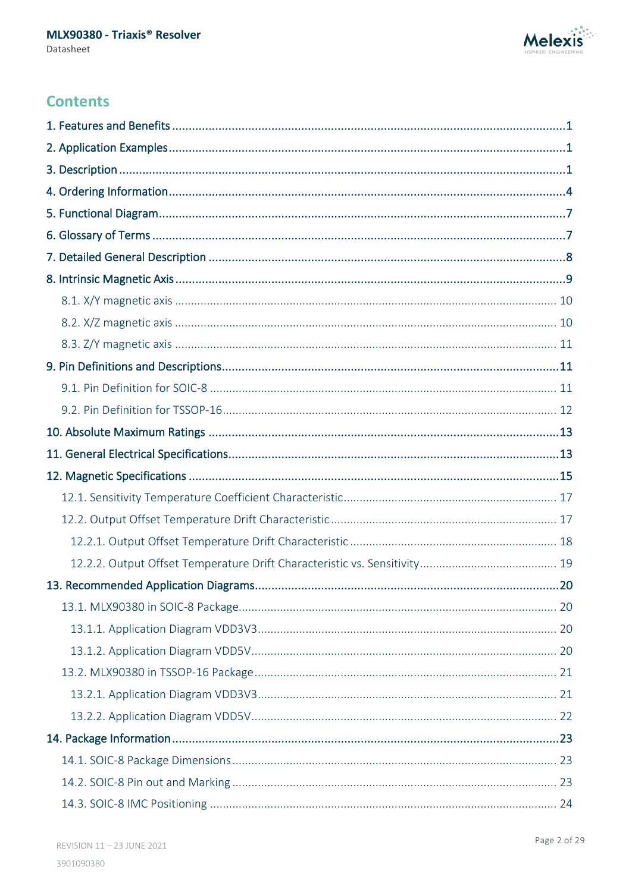## Contents

1. Features and Benefits ..... 1
2. Application Examples ..... 1
3. Description ..... 1
4. Ordering Information ..... 4
5. Functional Diagram ..... 7
6. Glossary of Terms ..... 7
7. Detailed General Description ..... 8
8. Intrinsic Magnetic Axis ..... 9
   - 8.1. X/Y magnetic axis ..... 10
   - 8.2. X/Z magnetic axis ..... 10
   - 8.3. Z/Y magnetic axis ..... 11
9. Pin Definitions and Descriptions ..... 11
   - 9.1. Pin Definition for SOIC-8 ..... 11
   - 9.2. Pin Definition for TSSOP-16 ..... 12
10. Absolute Maximum Ratings ..... 13
11. General Electrical Specifications ..... 13
12. Magnetic Specifications ..... 15
    - 12.1. Sensitivity Temperature Coefficient Characteristic ..... 17
    - 12.2. Output Offset Temperature Drift Characteristic ..... 17
      - 12.2.1. Output Offset Temperature Drift Characteristic ..... 18
      - 12.2.2. Output Offset Temperature Drift Characteristic vs. Sensitivity ..... 19
13. Recommended Application Diagrams ..... 20
    - 13.1. MLX90380 in SOIC-8 Package ..... 20
      - 13.1.1. Application Diagram VDD3V3 ..... 20
      - 13.1.2. Application Diagram VDD5V ..... 20
    - 13.2. MLX90380 in TSSOP-16 Package ..... 21
      - 13.2.1. Application Diagram VDD3V3 ..... 21
      - 13.2.2. Application Diagram VDD5V ..... 22
14. Package Information ..... 23
    - 14.1. SOIC-8 Package Dimensions ..... 23
    - 14.2. SOIC-8 Pin out and Marking ..... 23
    - 14.3. SOIC-8 IMC Positioning ..... 24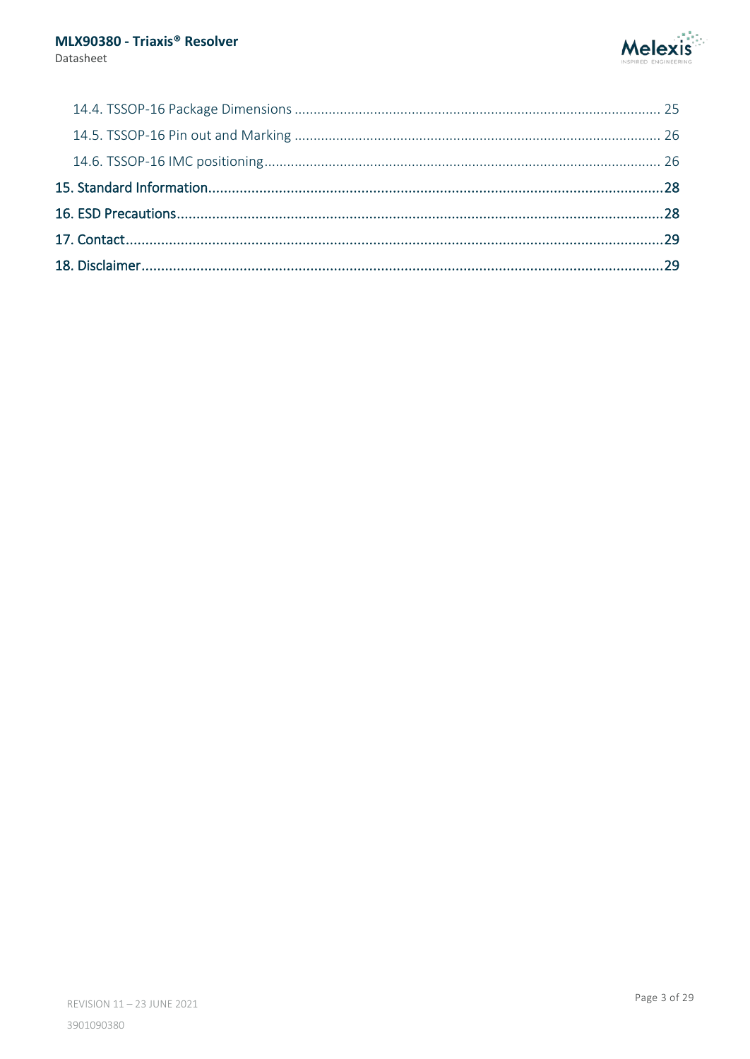14.4. TSSOP-16 Package Dimensions ........................................ 25

14.5. TSSOP-16 Pin out and Marking ........................................ 26

14.6. TSSOP-16 IMC positioning ........................................ 26

15. Standard Information ........................................ 28

16. ESD Precautions ........................................ 28

17. Contact ........................................ 29

18. Disclaimer ........................................ 29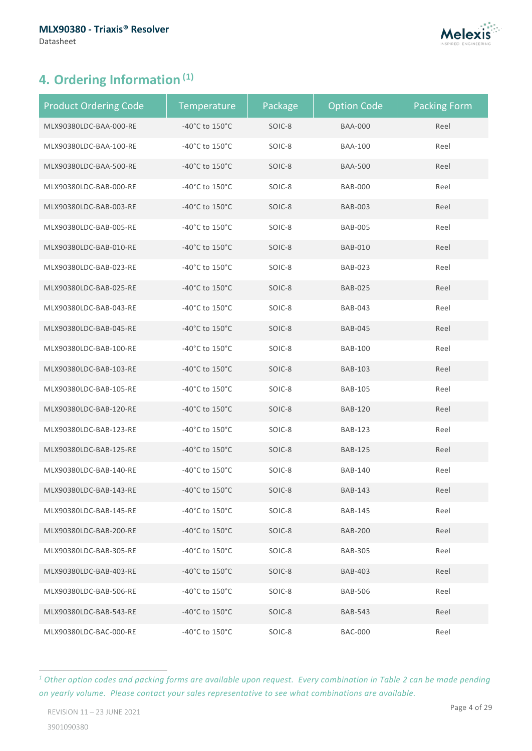## 4. Ordering Information [1]

| Product Ordering Code | Temperature | Package | Option Code | Packing Form |
|---|---|---|---|---|
| MLX90380LDC-BAA-000-RE | -40°C to 150°C | SOIC-8 | BAA-000 | Reel |
| MLX90380LDC-BAA-100-RE | -40°C to 150°C | SOIC-8 | BAA-100 | Reel |
| MLX90380LDC-BAA-500-RE | -40°C to 150°C | SOIC-8 | BAA-500 | Reel |
| MLX90380LDC-BAB-000-RE | -40°C to 150°C | SOIC-8 | BAB-000 | Reel |
| MLX90380LDC-BAB-003-RE | -40°C to 150°C | SOIC-8 | BAB-003 | Reel |
| MLX90380LDC-BAB-005-RE | -40°C to 150°C | SOIC-8 | BAB-005 | Reel |
| MLX90380LDC-BAB-010-RE | -40°C to 150°C | SOIC-8 | BAB-010 | Reel |
| MLX90380LDC-BAB-023-RE | -40°C to 150°C | SOIC-8 | BAB-023 | Reel |
| MLX90380LDC-BAB-025-RE | -40°C to 150°C | SOIC-8 | BAB-025 | Reel |
| MLX90380LDC-BAB-043-RE | -40°C to 150°C | SOIC-8 | BAB-043 | Reel |
| MLX90380LDC-BAB-045-RE | -40°C to 150°C | SOIC-8 | BAB-045 | Reel |
| MLX90380LDC-BAB-100-RE | -40°C to 150°C | SOIC-8 | BAB-100 | Reel |
| MLX90380LDC-BAB-103-RE | -40°C to 150°C | SOIC-8 | BAB-103 | Reel |
| MLX90380LDC-BAB-105-RE | -40°C to 150°C | SOIC-8 | BAB-105 | Reel |
| MLX90380LDC-BAB-120-RE | -40°C to 150°C | SOIC-8 | BAB-120 | Reel |
| MLX90380LDC-BAB-123-RE | -40°C to 150°C | SOIC-8 | BAB-123 | Reel |
| MLX90380LDC-BAB-125-RE | -40°C to 150°C | SOIC-8 | BAB-125 | Reel |
| MLX90380LDC-BAB-140-RE | -40°C to 150°C | SOIC-8 | BAB-140 | Reel |
| MLX90380LDC-BAB-143-RE | -40°C to 150°C | SOIC-8 | BAB-143 | Reel |
| MLX90380LDC-BAB-145-RE | -40°C to 150°C | SOIC-8 | BAB-145 | Reel |
| MLX90380LDC-BAB-200-RE | -40°C to 150°C | SOIC-8 | BAB-200 | Reel |
| MLX90380LDC-BAB-305-RE | -40°C to 150°C | SOIC-8 | BAB-305 | Reel |
| MLX90380LDC-BAB-403-RE | -40°C to 150°C | SOIC-8 | BAB-403 | Reel |
| MLX90380LDC-BAB-506-RE | -40°C to 150°C | SOIC-8 | BAB-506 | Reel |
| MLX90380LDC-BAB-543-RE | -40°C to 150°C | SOIC-8 | BAB-543 | Reel |
| MLX90380LDC-BAC-000-RE | -40°C to 150°C | SOIC-8 | BAC-000 | Reel |

[1] *Other option codes and packing forms are available upon request. Every combination in Table 2 can be made pending on yearly volume. Please contact your sales representative to see what combinations are available.*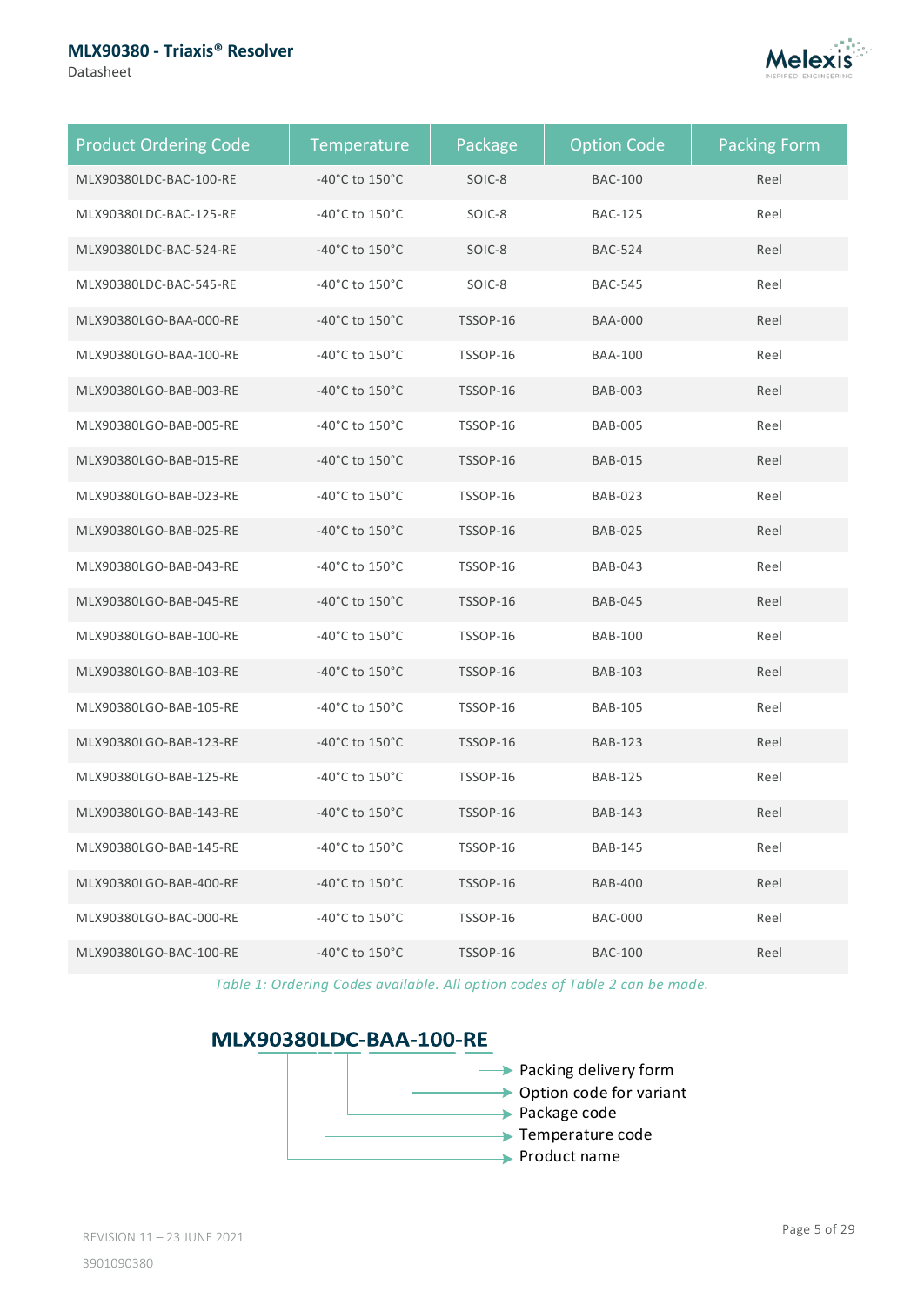| Product Ordering Code | Temperature | Package | Option Code | Packing Form |
|---|---|---|---|---|
| MLX90380LDC-BAC-100-RE | -40°C to 150°C | SOIC-8 | BAC-100 | Reel |
| MLX90380LDC-BAC-125-RE | -40°C to 150°C | SOIC-8 | BAC-125 | Reel |
| MLX90380LDC-BAC-524-RE | -40°C to 150°C | SOIC-8 | BAC-524 | Reel |
| MLX90380LDC-BAC-545-RE | -40°C to 150°C | SOIC-8 | BAC-545 | Reel |
| MLX90380LGO-BAA-000-RE | -40°C to 150°C | TSSOP-16 | BAA-000 | Reel |
| MLX90380LGO-BAA-100-RE | -40°C to 150°C | TSSOP-16 | BAA-100 | Reel |
| MLX90380LGO-BAB-003-RE | -40°C to 150°C | TSSOP-16 | BAB-003 | Reel |
| MLX90380LGO-BAB-005-RE | -40°C to 150°C | TSSOP-16 | BAB-005 | Reel |
| MLX90380LGO-BAB-015-RE | -40°C to 150°C | TSSOP-16 | BAB-015 | Reel |
| MLX90380LGO-BAB-023-RE | -40°C to 150°C | TSSOP-16 | BAB-023 | Reel |
| MLX90380LGO-BAB-025-RE | -40°C to 150°C | TSSOP-16 | BAB-025 | Reel |
| MLX90380LGO-BAB-043-RE | -40°C to 150°C | TSSOP-16 | BAB-043 | Reel |
| MLX90380LGO-BAB-045-RE | -40°C to 150°C | TSSOP-16 | BAB-045 | Reel |
| MLX90380LGO-BAB-100-RE | -40°C to 150°C | TSSOP-16 | BAB-100 | Reel |
| MLX90380LGO-BAB-103-RE | -40°C to 150°C | TSSOP-16 | BAB-103 | Reel |
| MLX90380LGO-BAB-105-RE | -40°C to 150°C | TSSOP-16 | BAB-105 | Reel |
| MLX90380LGO-BAB-123-RE | -40°C to 150°C | TSSOP-16 | BAB-123 | Reel |
| MLX90380LGO-BAB-125-RE | -40°C to 150°C | TSSOP-16 | BAB-125 | Reel |
| MLX90380LGO-BAB-143-RE | -40°C to 150°C | TSSOP-16 | BAB-143 | Reel |
| MLX90380LGO-BAB-145-RE | -40°C to 150°C | TSSOP-16 | BAB-145 | Reel |
| MLX90380LGO-BAB-400-RE | -40°C to 150°C | TSSOP-16 | BAB-400 | Reel |
| MLX90380LGO-BAC-000-RE | -40°C to 150°C | TSSOP-16 | BAC-000 | Reel |
| MLX90380LGO-BAC-100-RE | -40°C to 150°C | TSSOP-16 | BAC-100 | Reel |

*Table 1: Ordering Codes available. All option codes of Table 2 can be made.*

**MLX90380LDC-BAA-100-RE**

- RE → Packing delivery form
- BAA-100 → Option code for variant
- C → Package code
- L → Temperature code
- MLX90380 → Product name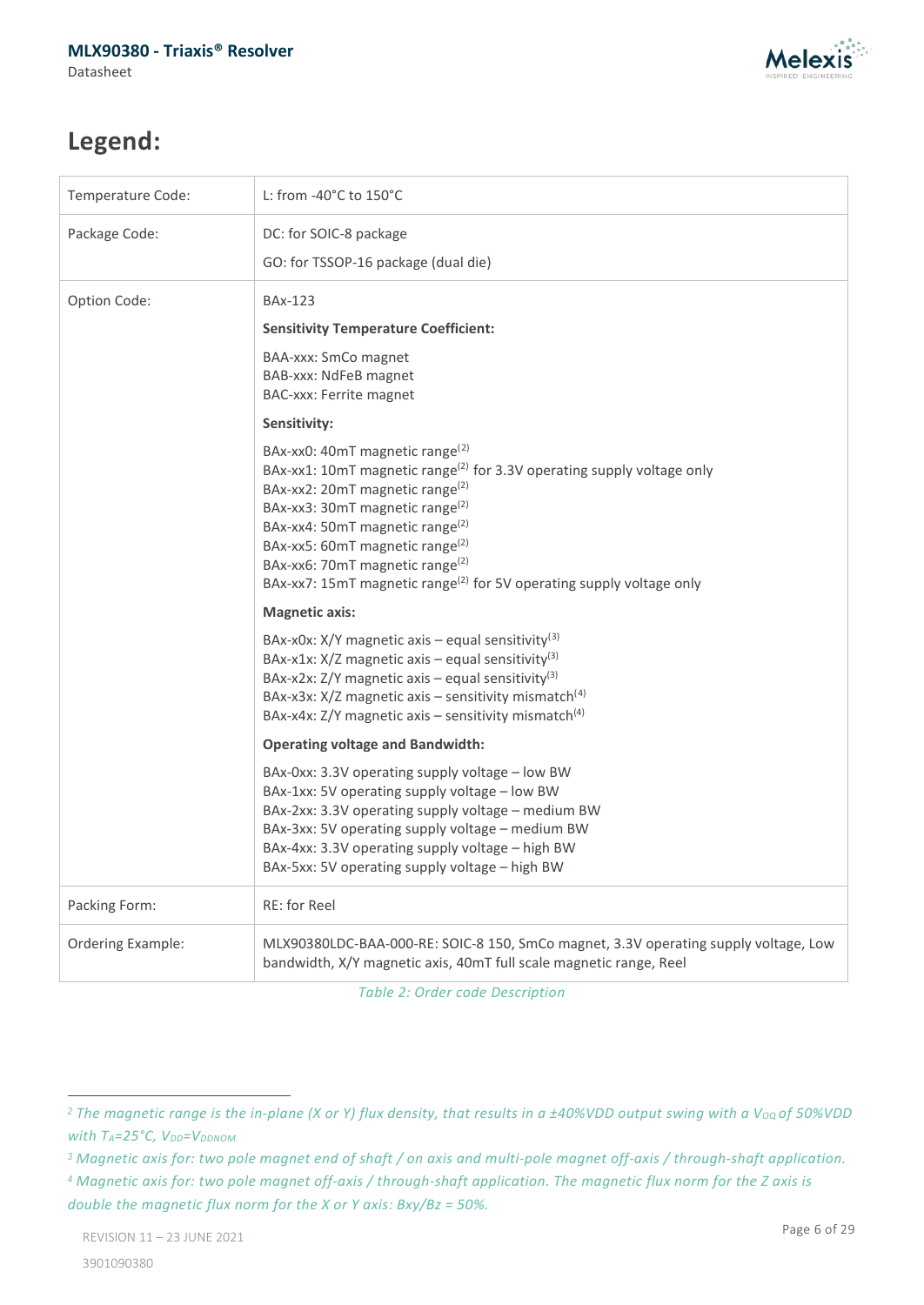# Legend:

| | |
|---|---|
| Temperature Code: | L: from -40°C to 150°C |
| Package Code: | DC: for SOIC-8 package<br>GO: for TSSOP-16 package (dual die) |
| Option Code: | BAx-123<br>**Sensitivity Temperature Coefficient:**<br>BAA-xxx: SmCo magnet<br>BAB-xxx: NdFeB magnet<br>BAC-xxx: Ferrite magnet<br>**Sensitivity:**<br>BAx-xx0: 40mT magnetic range[2]<br>BAx-xx1: 10mT magnetic range[2] for 3.3V operating supply voltage only<br>BAx-xx2: 20mT magnetic range[2]<br>BAx-xx3: 30mT magnetic range[2]<br>BAx-xx4: 50mT magnetic range[2]<br>BAx-xx5: 60mT magnetic range[2]<br>BAx-xx6: 70mT magnetic range[2]<br>BAx-xx7: 15mT magnetic range[2] for 5V operating supply voltage only<br>**Magnetic axis:**<br>BAx-x0x: X/Y magnetic axis – equal sensitivity[3]<br>BAx-x1x: X/Z magnetic axis – equal sensitivity[3]<br>BAx-x2x: Z/Y magnetic axis – equal sensitivity[3]<br>BAx-x3x: X/Z magnetic axis – sensitivity mismatch[4]<br>BAx-x4x: Z/Y magnetic axis – sensitivity mismatch[4]<br>**Operating voltage and Bandwidth:**<br>BAx-0xx: 3.3V operating supply voltage – low BW<br>BAx-1xx: 5V operating supply voltage – low BW<br>BAx-2xx: 3.3V operating supply voltage – medium BW<br>BAx-3xx: 5V operating supply voltage – medium BW<br>BAx-4xx: 3.3V operating supply voltage – high BW<br>BAx-5xx: 5V operating supply voltage – high BW |
| Packing Form: | RE: for Reel |
| Ordering Example: | MLX90380LDC-BAA-000-RE: SOIC-8 150, SmCo magnet, 3.3V operating supply voltage, Low bandwidth, X/Y magnetic axis, 40mT full scale magnetic range, Reel |

*Table 2: Order code Description*

---

[2] *The magnetic range is the in-plane (X or Y) flux density, that results in a ±40%VDD output swing with a $V_{OQ}$ of 50%VDD with $T_A$=25°C, $V_{DD}$=$V_{DDNOM}$*

[3] *Magnetic axis for: two pole magnet end of shaft / on axis and multi-pole magnet off-axis / through-shaft application.*

[4] *Magnetic axis for: two pole magnet off-axis / through-shaft application. The magnetic flux norm for the Z axis is double the magnetic flux norm for the X or Y axis: Bxy/Bz = 50%.*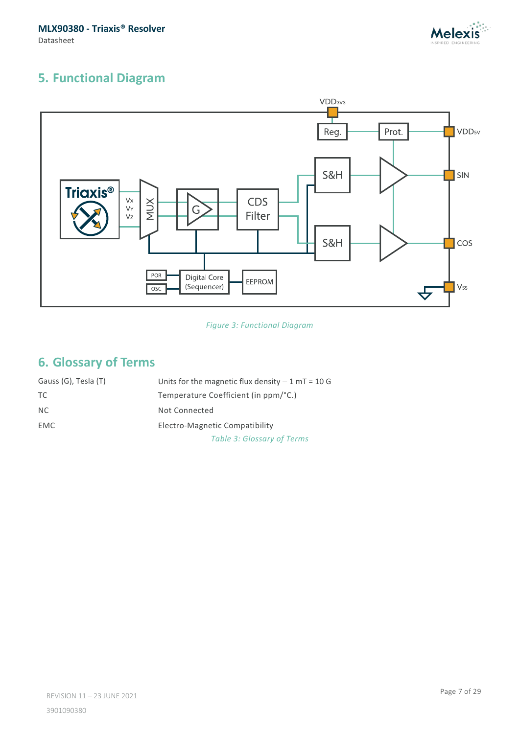## 5. Functional Diagram

Figure 3: Functional Diagram

## 6. Glossary of Terms

| | |
|---|---|
| Gauss (G), Tesla (T) | Units for the magnetic flux density – 1 mT = 10 G |
| TC | Temperature Coefficient (in ppm/°C.) |
| NC | Not Connected |
| EMC | Electro-Magnetic Compatibility |

Table 3: Glossary of Terms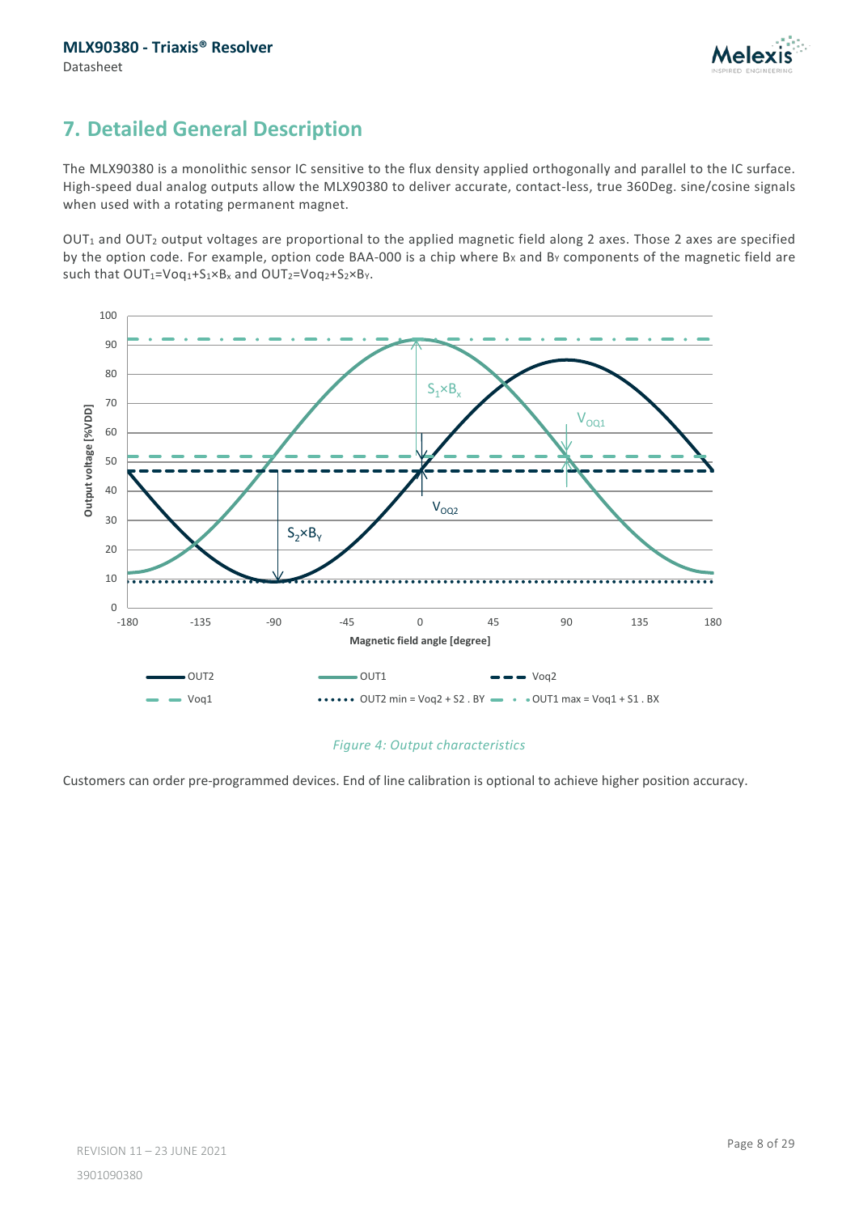## 7. Detailed General Description

The MLX90380 is a monolithic sensor IC sensitive to the flux density applied orthogonally and parallel to the IC surface. High-speed dual analog outputs allow the MLX90380 to deliver accurate, contact-less, true 360Deg. sine/cosine signals when used with a rotating permanent magnet.

$OUT_1$ and $OUT_2$ output voltages are proportional to the applied magnetic field along 2 axes. Those 2 axes are specified by the option code. For example, option code BAA-000 is a chip where $B_X$ and $B_Y$ components of the magnetic field are such that $OUT_1=Voq_1+S_1 \times B_x$ and $OUT_2=Voq_2+S_2 \times B_Y$.

*Figure 4: Output characteristics*

Customers can order pre-programmed devices. End of line calibration is optional to achieve higher position accuracy.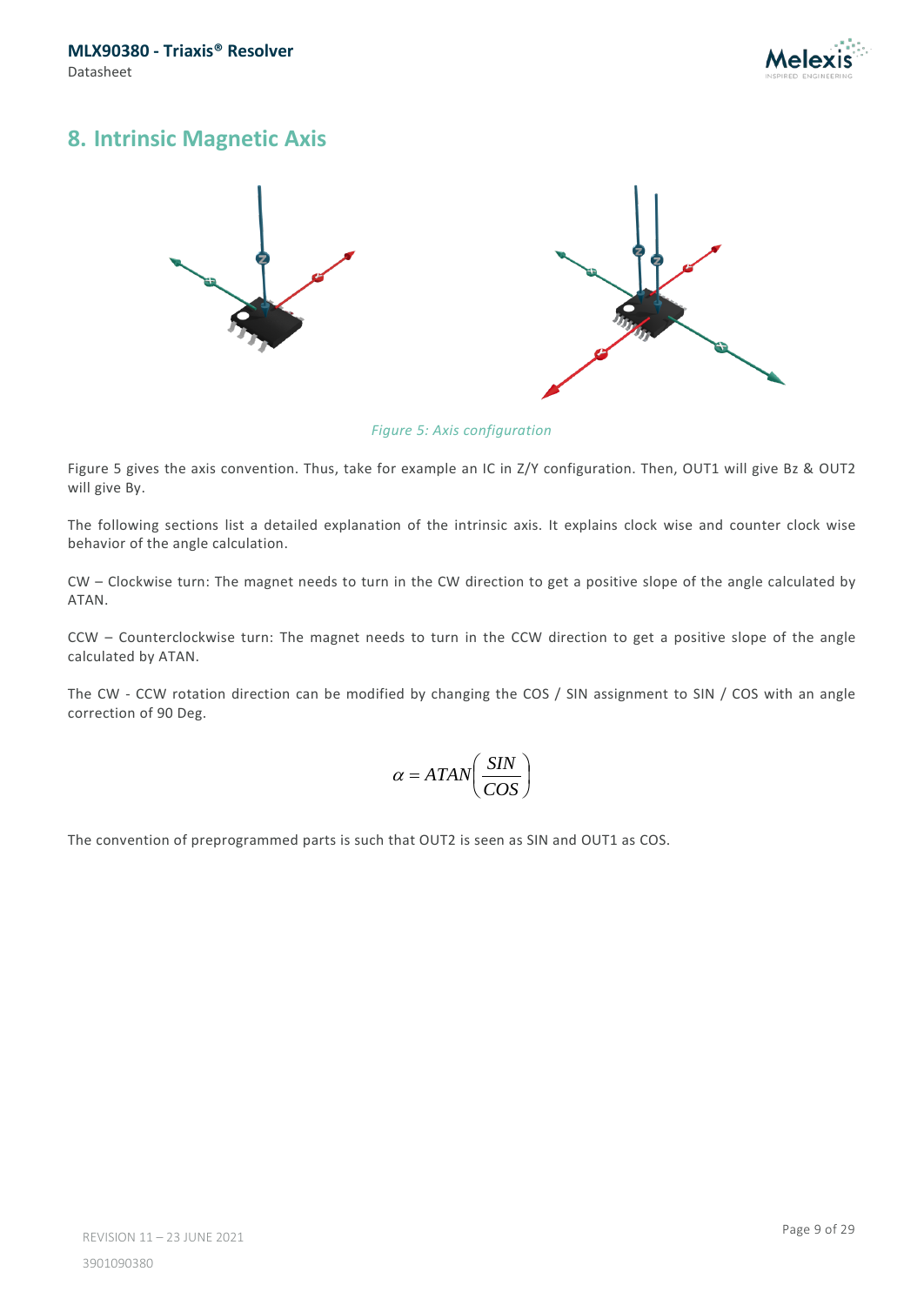## 8. Intrinsic Magnetic Axis

*Figure 5: Axis configuration*

Figure 5 gives the axis convention. Thus, take for example an IC in Z/Y configuration. Then, OUT1 will give Bz & OUT2 will give By.

The following sections list a detailed explanation of the intrinsic axis. It explains clock wise and counter clock wise behavior of the angle calculation.

CW – Clockwise turn: The magnet needs to turn in the CW direction to get a positive slope of the angle calculated by ATAN.

CCW – Counterclockwise turn: The magnet needs to turn in the CCW direction to get a positive slope of the angle calculated by ATAN.

The CW - CCW rotation direction can be modified by changing the COS / SIN assignment to SIN / COS with an angle correction of 90 Deg.

$$\alpha = ATAN\left(\frac{SIN}{COS}\right)$$

The convention of preprogrammed parts is such that OUT2 is seen as SIN and OUT1 as COS.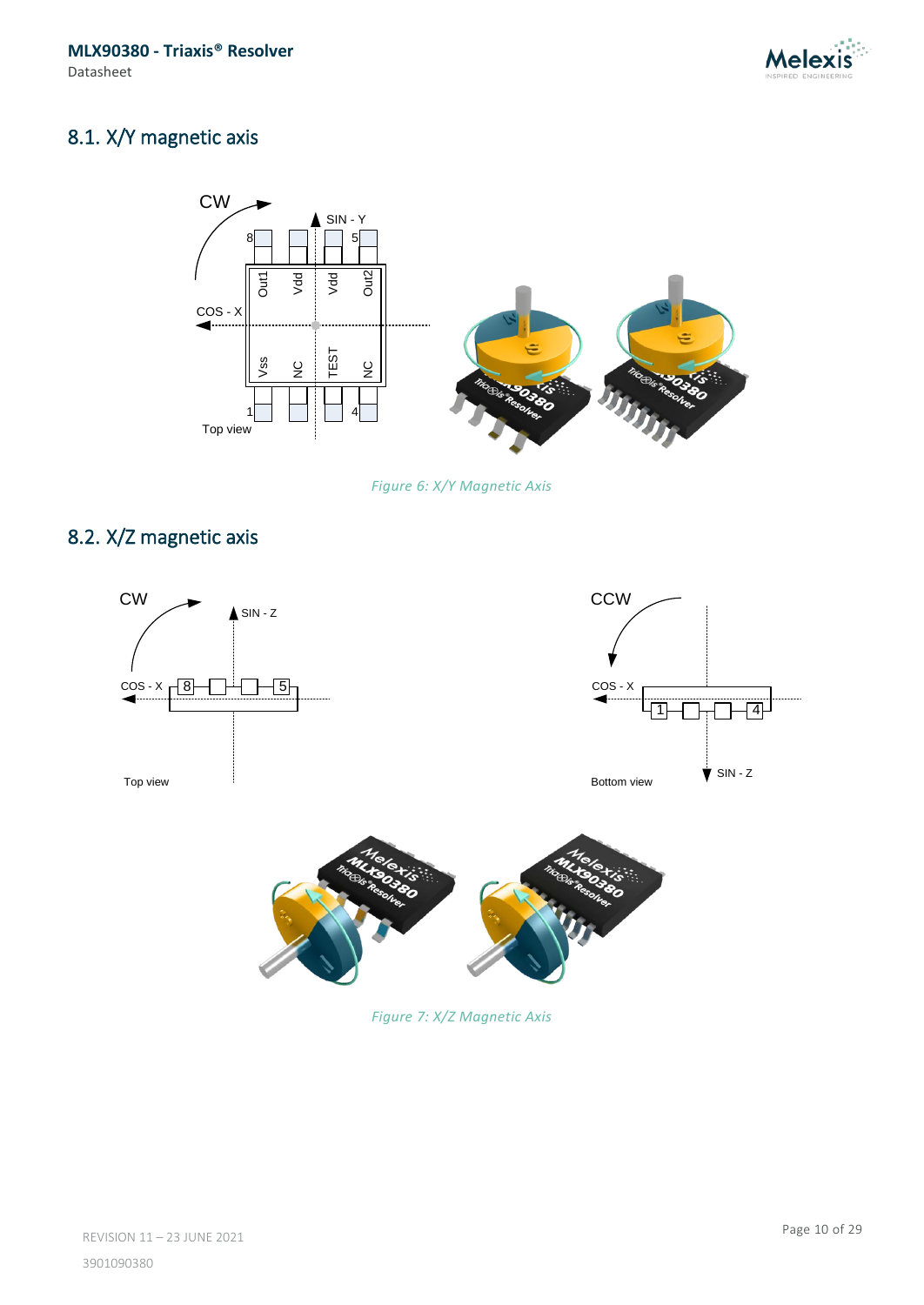## 8.1. X/Y magnetic axis

*Figure 6: X/Y Magnetic Axis*

## 8.2. X/Z magnetic axis

*Figure 7: X/Z Magnetic Axis*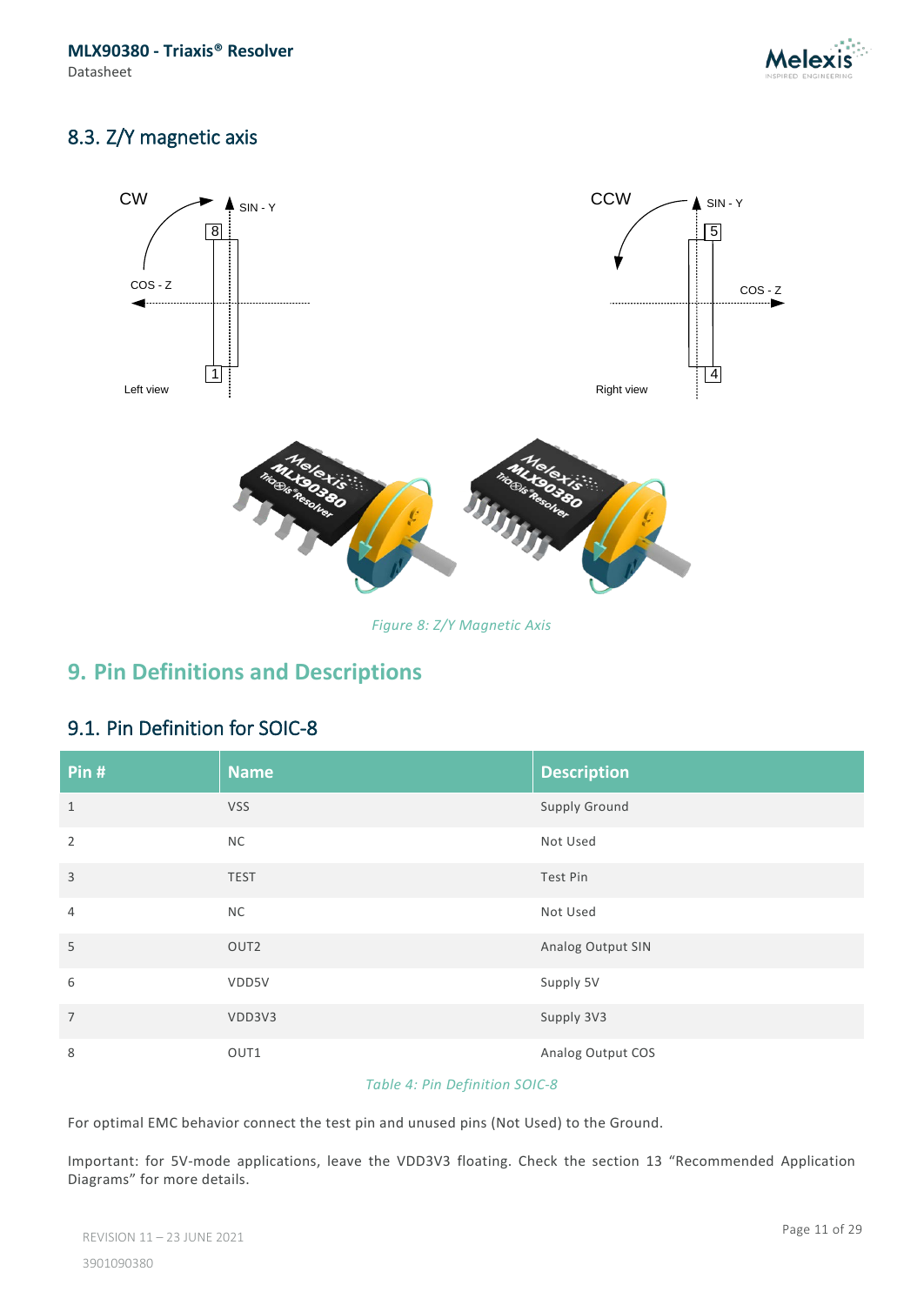## 8.3. Z/Y magnetic axis

*Figure 8: Z/Y Magnetic Axis*

# 9. Pin Definitions and Descriptions

## 9.1. Pin Definition for SOIC-8

| Pin # | Name | Description |
|---|---|---|
| 1 | VSS | Supply Ground |
| 2 | NC | Not Used |
| 3 | TEST | Test Pin |
| 4 | NC | Not Used |
| 5 | OUT2 | Analog Output SIN |
| 6 | VDD5V | Supply 5V |
| 7 | VDD3V3 | Supply 3V3 |
| 8 | OUT1 | Analog Output COS |

*Table 4: Pin Definition SOIC-8*

For optimal EMC behavior connect the test pin and unused pins (Not Used) to the Ground.

Important: for 5V-mode applications, leave the VDD3V3 floating. Check the section 13 "Recommended Application Diagrams" for more details.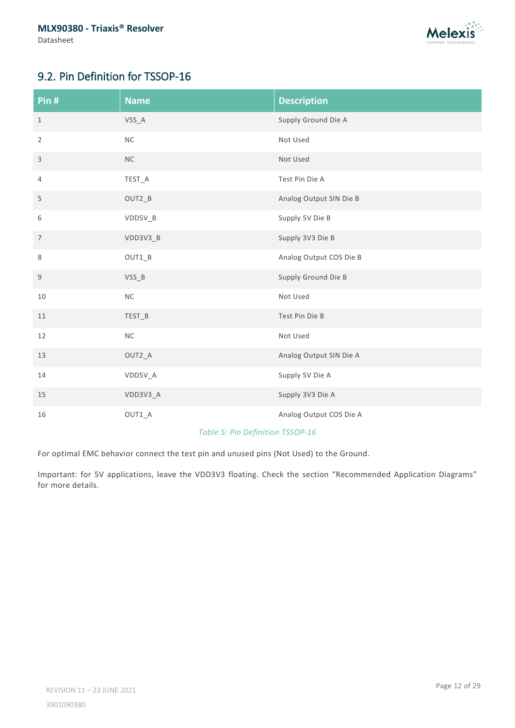## 9.2. Pin Definition for TSSOP-16

| Pin # | Name | Description |
|---|---|---|
| 1 | VSS_A | Supply Ground Die A |
| 2 | NC | Not Used |
| 3 | NC | Not Used |
| 4 | TEST_A | Test Pin Die A |
| 5 | OUT2_B | Analog Output SIN Die B |
| 6 | VDD5V_B | Supply 5V Die B |
| 7 | VDD3V3_B | Supply 3V3 Die B |
| 8 | OUT1_B | Analog Output COS Die B |
| 9 | VSS_B | Supply Ground Die B |
| 10 | NC | Not Used |
| 11 | TEST_B | Test Pin Die B |
| 12 | NC | Not Used |
| 13 | OUT2_A | Analog Output SIN Die A |
| 14 | VDD5V_A | Supply 5V Die A |
| 15 | VDD3V3_A | Supply 3V3 Die A |
| 16 | OUT1_A | Analog Output COS Die A |

*Table 5: Pin Definition TSSOP-16*

For optimal EMC behavior connect the test pin and unused pins (Not Used) to the Ground.

Important: for 5V applications, leave the VDD3V3 floating. Check the section “Recommended Application Diagrams” for more details.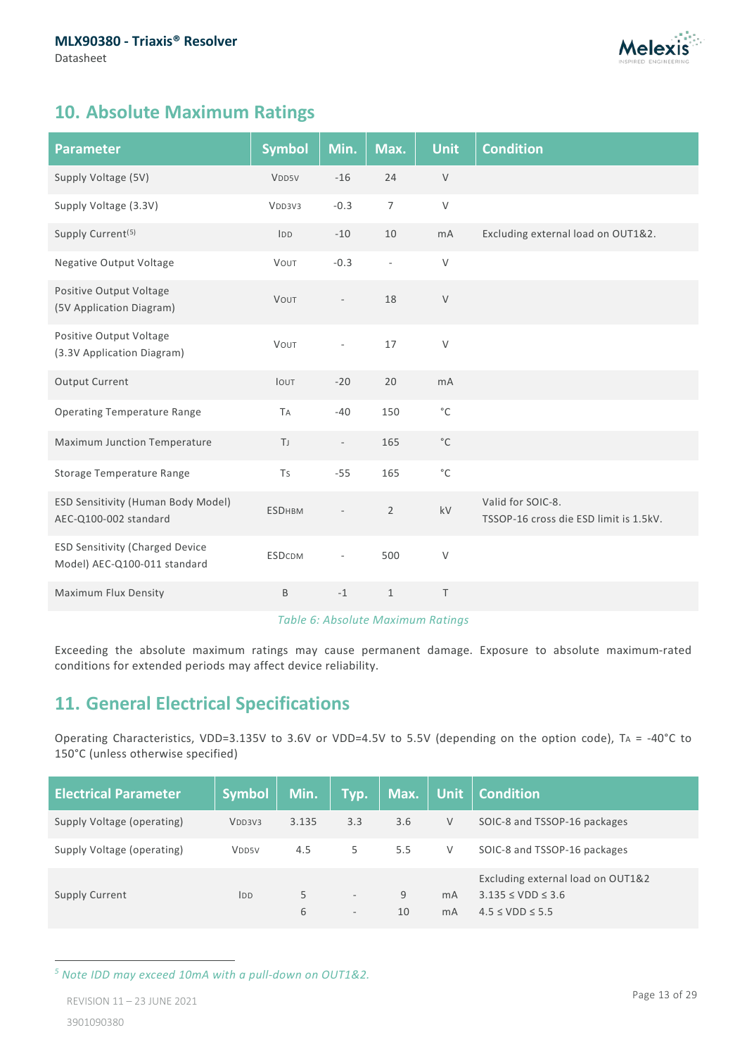## 10. Absolute Maximum Ratings

| Parameter | Symbol | Min. | Max. | Unit | Condition |
|---|---|---|---|---|---|
| Supply Voltage (5V) | $V_{DD5V}$ | -16 | 24 | V | |
| Supply Voltage (3.3V) | $V_{DD3V3}$ | -0.3 | 7 | V | |
| Supply Current[5] | $I_{DD}$ | -10 | 10 | mA | Excluding external load on OUT1&2. |
| Negative Output Voltage | $V_{OUT}$ | -0.3 | - | V | |
| Positive Output Voltage (5V Application Diagram) | $V_{OUT}$ | - | 18 | V | |
| Positive Output Voltage (3.3V Application Diagram) | $V_{OUT}$ | - | 17 | V | |
| Output Current | $I_{OUT}$ | -20 | 20 | mA | |
| Operating Temperature Range | $T_A$ | -40 | 150 | °C | |
| Maximum Junction Temperature | $T_J$ | - | 165 | °C | |
| Storage Temperature Range | $T_S$ | -55 | 165 | °C | |
| ESD Sensitivity (Human Body Model) AEC-Q100-002 standard | $ESD_{HBM}$ | - | 2 | kV | Valid for SOIC-8. TSSOP-16 cross die ESD limit is 1.5kV. |
| ESD Sensitivity (Charged Device Model) AEC-Q100-011 standard | $ESD_{CDM}$ | - | 500 | V | |
| Maximum Flux Density | B | -1 | 1 | T | |

*Table 6: Absolute Maximum Ratings*

Exceeding the absolute maximum ratings may cause permanent damage. Exposure to absolute maximum-rated conditions for extended periods may affect device reliability.

## 11. General Electrical Specifications

Operating Characteristics, VDD=3.135V to 3.6V or VDD=4.5V to 5.5V (depending on the option code), $T_A$ = -40°C to 150°C (unless otherwise specified)

| Electrical Parameter | Symbol | Min. | Typ. | Max. | Unit | Condition |
|---|---|---|---|---|---|---|
| Supply Voltage (operating) | $V_{DD3V3}$ | 3.135 | 3.3 | 3.6 | V | SOIC-8 and TSSOP-16 packages |
| Supply Voltage (operating) | $V_{DD5V}$ | 4.5 | 5 | 5.5 | V | SOIC-8 and TSSOP-16 packages |
| Supply Current | $I_{DD}$ | 5<br>6 | -<br>- | 9<br>10 | mA<br>mA | Excluding external load on OUT1&2<br>3.135 ≤ VDD ≤ 3.6<br>4.5 ≤ VDD ≤ 5.5 |

*[5] Note IDD may exceed 10mA with a pull-down on OUT1&2.*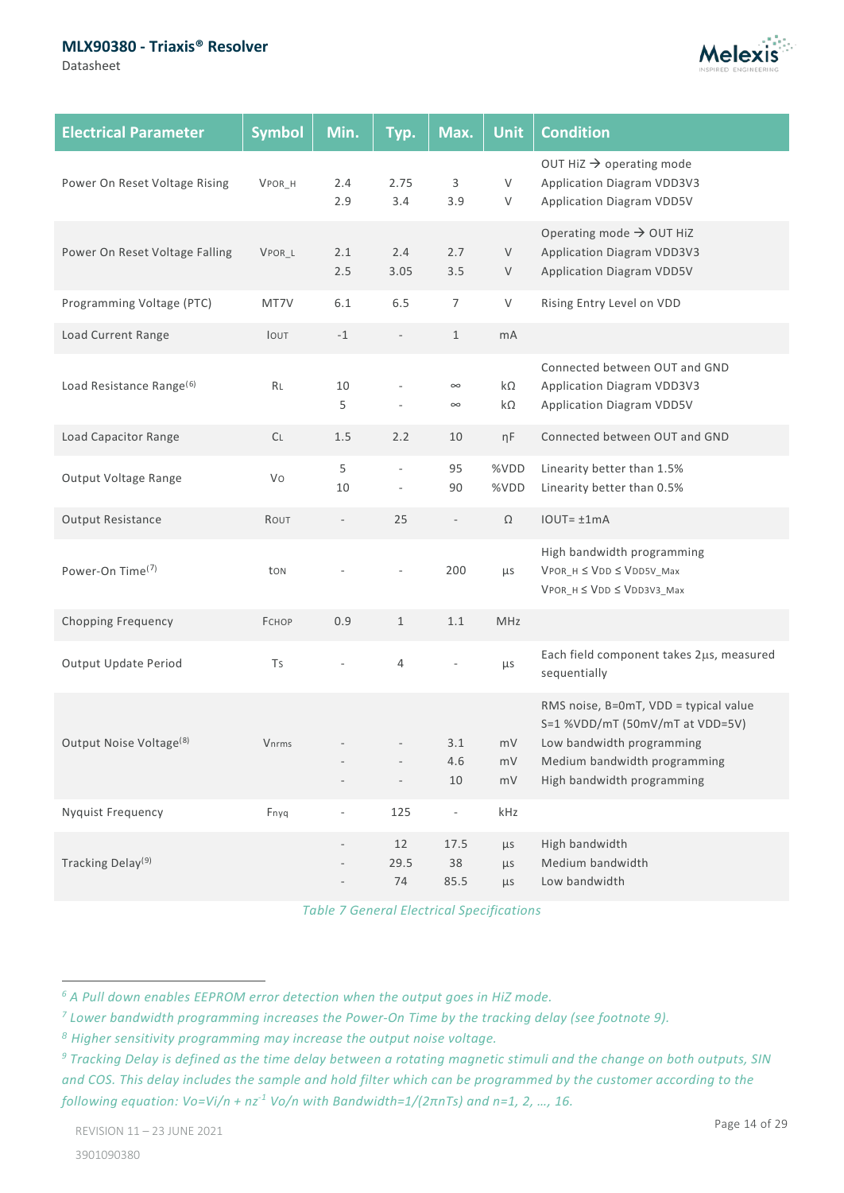| Electrical Parameter | Symbol | Min. | Typ. | Max. | Unit | Condition |
|---|---|---|---|---|---|---|
| Power On Reset Voltage Rising | $V_{POR\_H}$ | 2.4<br>2.9 | 2.75<br>3.4 | 3<br>3.9 | V<br>V | OUT HiZ → operating mode<br>Application Diagram VDD3V3<br>Application Diagram VDD5V |
| Power On Reset Voltage Falling | $V_{POR\_L}$ | 2.1<br>2.5 | 2.4<br>3.05 | 2.7<br>3.5 | V<br>V | Operating mode → OUT HiZ<br>Application Diagram VDD3V3<br>Application Diagram VDD5V |
| Programming Voltage (PTC) | MT7V | 6.1 | 6.5 | 7 | V | Rising Entry Level on VDD |
| Load Current Range | $I_{OUT}$ | -1 | - | 1 | mA | |
| Load Resistance Range[6] | $R_L$ | 10<br>5 | -<br>- | ∞<br>∞ | kΩ<br>kΩ | Connected between OUT and GND<br>Application Diagram VDD3V3<br>Application Diagram VDD5V |
| Load Capacitor Range | $C_L$ | 1.5 | 2.2 | 10 | ηF | Connected between OUT and GND |
| Output Voltage Range | $V_O$ | 5<br>10 | -<br>- | 95<br>90 | %VDD<br>%VDD | Linearity better than 1.5%<br>Linearity better than 0.5% |
| Output Resistance | $R_{OUT}$ | - | 25 | - | Ω | IOUT= ±1mA |
| Power-On Time[7] | $t_{ON}$ | - | - | 200 | µs | High bandwidth programming<br>$V_{POR\_H} \le V_{DD} \le V_{DD5V\_Max}$<br>$V_{POR\_H} \le V_{DD} \le V_{DD3V3\_Max}$ |
| Chopping Frequency | $F_{CHOP}$ | 0.9 | 1 | 1.1 | MHz | |
| Output Update Period | $T_S$ | - | 4 | - | µs | Each field component takes 2µs, measured sequentially |
| Output Noise Voltage[8] | $V_{nrms}$ | -<br>-<br>- | -<br>-<br>- | 3.1<br>4.6<br>10 | mV<br>mV<br>mV | RMS noise, B=0mT, VDD = typical value<br>S=1 %VDD/mT (50mV/mT at VDD=5V)<br>Low bandwidth programming<br>Medium bandwidth programming<br>High bandwidth programming |
| Nyquist Frequency | $F_{nyq}$ | - | 125 | - | kHz | |
| Tracking Delay[9] | | -<br>-<br>- | 12<br>29.5<br>74 | 17.5<br>38<br>85.5 | µs<br>µs<br>µs | High bandwidth<br>Medium bandwidth<br>Low bandwidth |

*Table 7 General Electrical Specifications*

---

[6] *A Pull down enables EEPROM error detection when the output goes in HiZ mode.*

[7] *Lower bandwidth programming increases the Power-On Time by the tracking delay (see footnote 9).*

[8] *Higher sensitivity programming may increase the output noise voltage.*

[9] *Tracking Delay is defined as the time delay between a rotating magnetic stimuli and the change on both outputs, SIN and COS. This delay includes the sample and hold filter which can be programmed by the customer according to the following equation:* $Vo=Vi/n + nz^{-1}\, Vo/n$ *with* $Bandwidth=1/(2\pi n T_s)$ *and n=1, 2, …, 16.*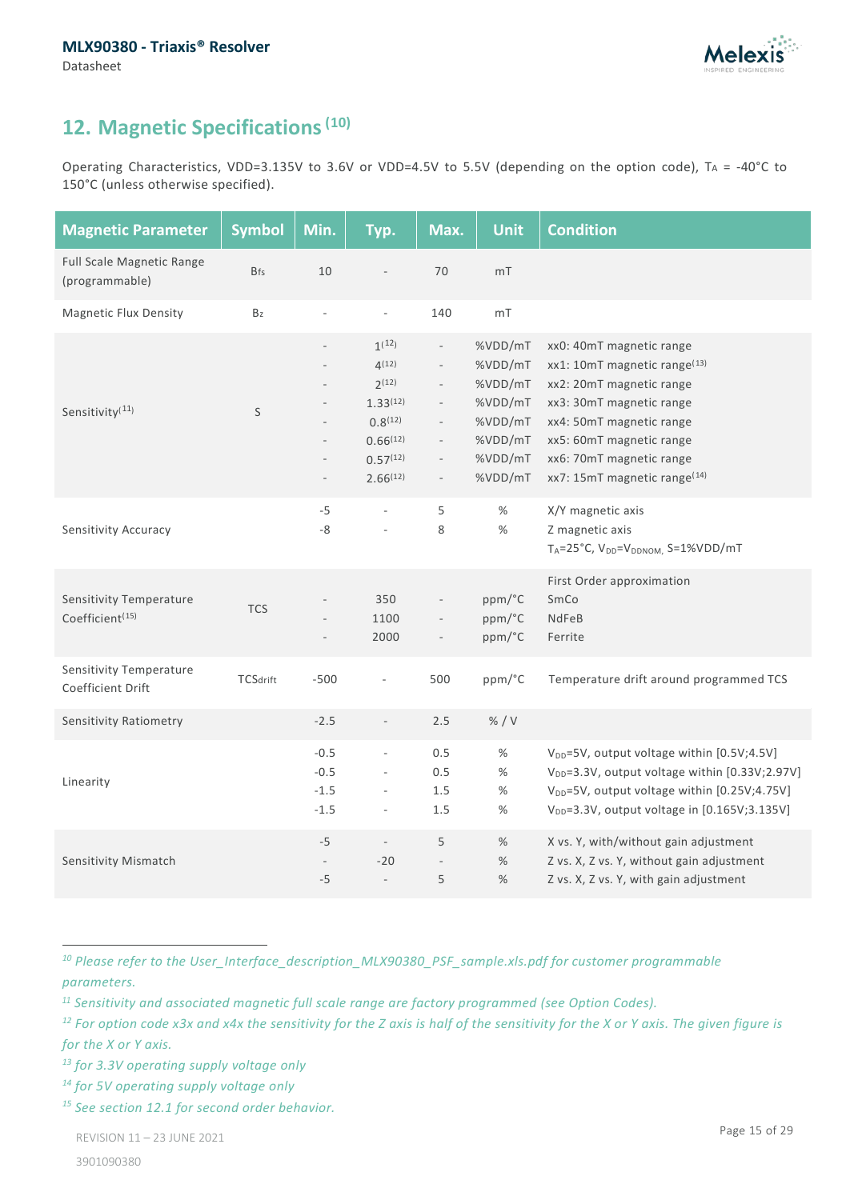## 12. Magnetic Specifications [10]

Operating Characteristics, VDD=3.135V to 3.6V or VDD=4.5V to 5.5V (depending on the option code), $T_A$ = -40°C to 150°C (unless otherwise specified).

| Magnetic Parameter | Symbol | Min. | Typ. | Max. | Unit | Condition |
|---|---|---|---|---|---|---|
| Full Scale Magnetic Range (programmable) | $B_{fs}$ | 10 | - | 70 | mT | |
| Magnetic Flux Density | $B_z$ | - | - | 140 | mT | |
| Sensitivity[11] | S | -<br>-<br>-<br>-<br>-<br>-<br>-<br>- | 1[12]<br>4[12]<br>2[12]<br>1.33[12]<br>0.8[12]<br>0.66[12]<br>0.57[12]<br>2.66[12] | -<br>-<br>-<br>-<br>-<br>-<br>-<br>- | %VDD/mT<br>%VDD/mT<br>%VDD/mT<br>%VDD/mT<br>%VDD/mT<br>%VDD/mT<br>%VDD/mT<br>%VDD/mT | xx0: 40mT magnetic range<br>xx1: 10mT magnetic range[13]<br>xx2: 20mT magnetic range<br>xx3: 30mT magnetic range<br>xx4: 50mT magnetic range<br>xx5: 60mT magnetic range<br>xx6: 70mT magnetic range<br>xx7: 15mT magnetic range[14] |
| Sensitivity Accuracy | | -5<br>-8 | -<br>- | 5<br>8 | %<br>% | X/Y magnetic axis<br>Z magnetic axis<br>$T_A$=25°C, $V_{DD}$=$V_{DDNOM}$, S=1%VDD/mT |
| Sensitivity Temperature Coefficient[15] | TCS | -<br>-<br>- | 350<br>1100<br>2000 | -<br>-<br>- | ppm/°C<br>ppm/°C<br>ppm/°C | First Order approximation<br>SmCo<br>NdFeB<br>Ferrite |
| Sensitivity Temperature Coefficient Drift | $TCS_{drift}$ | -500 | - | 500 | ppm/°C | Temperature drift around programmed TCS |
| Sensitivity Ratiometry | | -2.5 | - | 2.5 | % / V | |
| Linearity | | -0.5<br>-0.5<br>-1.5<br>-1.5 | -<br>-<br>-<br>- | 0.5<br>0.5<br>1.5<br>1.5 | %<br>%<br>%<br>% | $V_{DD}$=5V, output voltage within [0.5V;4.5V]<br>$V_{DD}$=3.3V, output voltage within [0.33V;2.97V]<br>$V_{DD}$=5V, output voltage within [0.25V;4.75V]<br>$V_{DD}$=3.3V, output voltage in [0.165V;3.135V] |
| Sensitivity Mismatch | | -5<br>-<br>-5 | -<br>-20<br>- | 5<br>-<br>5 | %<br>%<br>% | X vs. Y, with/without gain adjustment<br>Z vs. X, Z vs. Y, without gain adjustment<br>Z vs. X, Z vs. Y, with gain adjustment |

---

*[10] Please refer to the User_Interface_description_MLX90380_PSF_sample.xls.pdf for customer programmable parameters.*

*[11] Sensitivity and associated magnetic full scale range are factory programmed (see Option Codes).*

*[12] For option code x3x and x4x the sensitivity for the Z axis is half of the sensitivity for the X or Y axis. The given figure is for the X or Y axis.*

*[13] for 3.3V operating supply voltage only*

*[14] for 5V operating supply voltage only*

*[15] See section 12.1 for second order behavior.*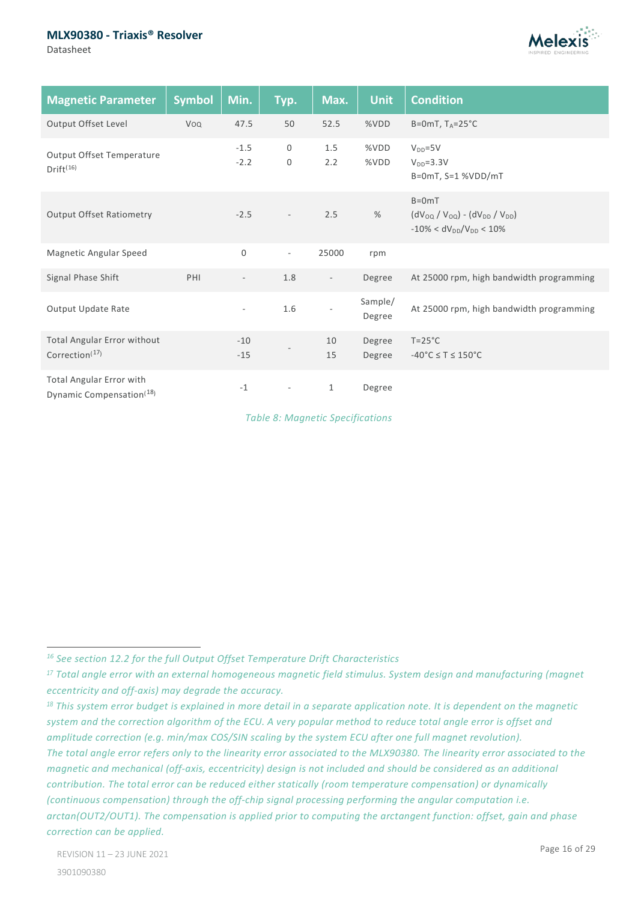| Magnetic Parameter | Symbol | Min. | Typ. | Max. | Unit | Condition |
|---|---|---|---|---|---|---|
| Output Offset Level | $V_{OQ}$ | 47.5 | 50 | 52.5 | %VDD | B=0mT, $T_A$=25°C |
| Output Offset Temperature Drift[16] | | -1.5<br>-2.2 | 0<br>0 | 1.5<br>2.2 | %VDD<br>%VDD | $V_{DD}$=5V<br>$V_{DD}$=3.3V<br>B=0mT, S=1 %VDD/mT |
| Output Offset Ratiometry | | -2.5 | - | 2.5 | % | B=0mT<br>$(dV_{OQ} / V_{OQ}) - (dV_{DD} / V_{DD})$<br>$-10\% < dV_{DD}/V_{DD} < 10\%$ |
| Magnetic Angular Speed | | 0 | - | 25000 | rpm | |
| Signal Phase Shift | PHI | - | 1.8 | - | Degree | At 25000 rpm, high bandwidth programming |
| Output Update Rate | | - | 1.6 | - | Sample/ Degree | At 25000 rpm, high bandwidth programming |
| Total Angular Error without Correction[17] | | -10<br>-15 | - | 10<br>15 | Degree<br>Degree | T=25°C<br>-40°C ≤ T ≤ 150°C |
| Total Angular Error with Dynamic Compensation[18] | | -1 | - | 1 | Degree | |

*Table 8: Magnetic Specifications*

---

*[16] See section 12.2 for the full Output Offset Temperature Drift Characteristics*

*[17] Total angle error with an external homogeneous magnetic field stimulus. System design and manufacturing (magnet eccentricity and off-axis) may degrade the accuracy.*

*[18] This system error budget is explained in more detail in a separate application note. It is dependent on the magnetic system and the correction algorithm of the ECU. A very popular method to reduce total angle error is offset and amplitude correction (e.g. min/max COS/SIN scaling by the system ECU after one full magnet revolution).*
*The total angle error refers only to the linearity error associated to the MLX90380. The linearity error associated to the magnetic and mechanical (off-axis, eccentricity) design is not included and should be considered as an additional contribution. The total error can be reduced either statically (room temperature compensation) or dynamically (continuous compensation) through the off-chip signal processing performing the angular computation i.e. arctan(OUT2/OUT1). The compensation is applied prior to computing the arctangent function: offset, gain and phase correction can be applied.*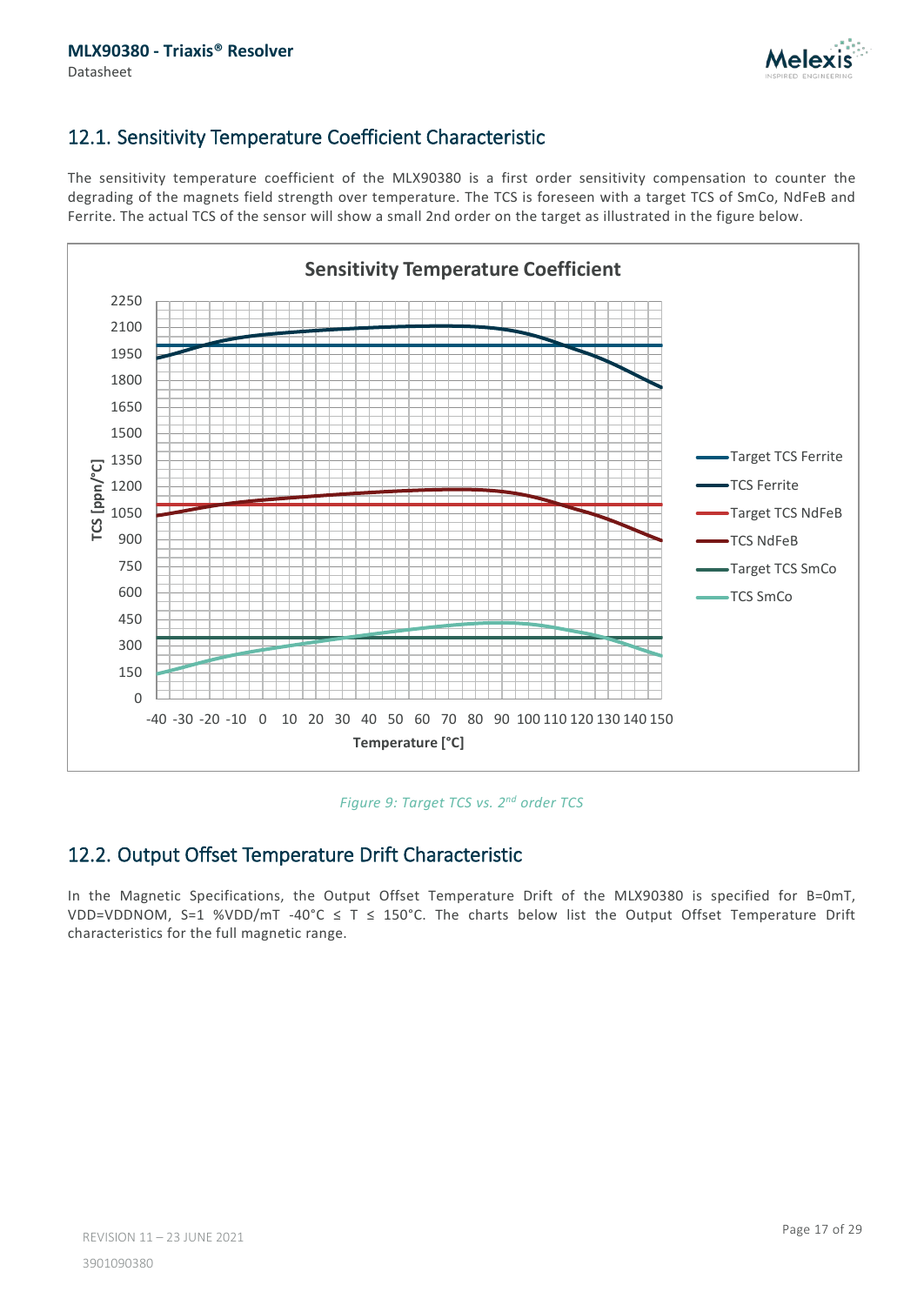## 12.1. Sensitivity Temperature Coefficient Characteristic

The sensitivity temperature coefficient of the MLX90380 is a first order sensitivity compensation to counter the degrading of the magnets field strength over temperature. The TCS is foreseen with a target TCS of SmCo, NdFeB and Ferrite. The actual TCS of the sensor will show a small 2nd order on the target as illustrated in the figure below.

*Figure 9: Target TCS vs. 2nd order TCS*

## 12.2. Output Offset Temperature Drift Characteristic

In the Magnetic Specifications, the Output Offset Temperature Drift of the MLX90380 is specified for B=0mT, VDD=VDDNOM, S=1 %VDD/mT -40°C ≤ T ≤ 150°C. The charts below list the Output Offset Temperature Drift characteristics for the full magnetic range.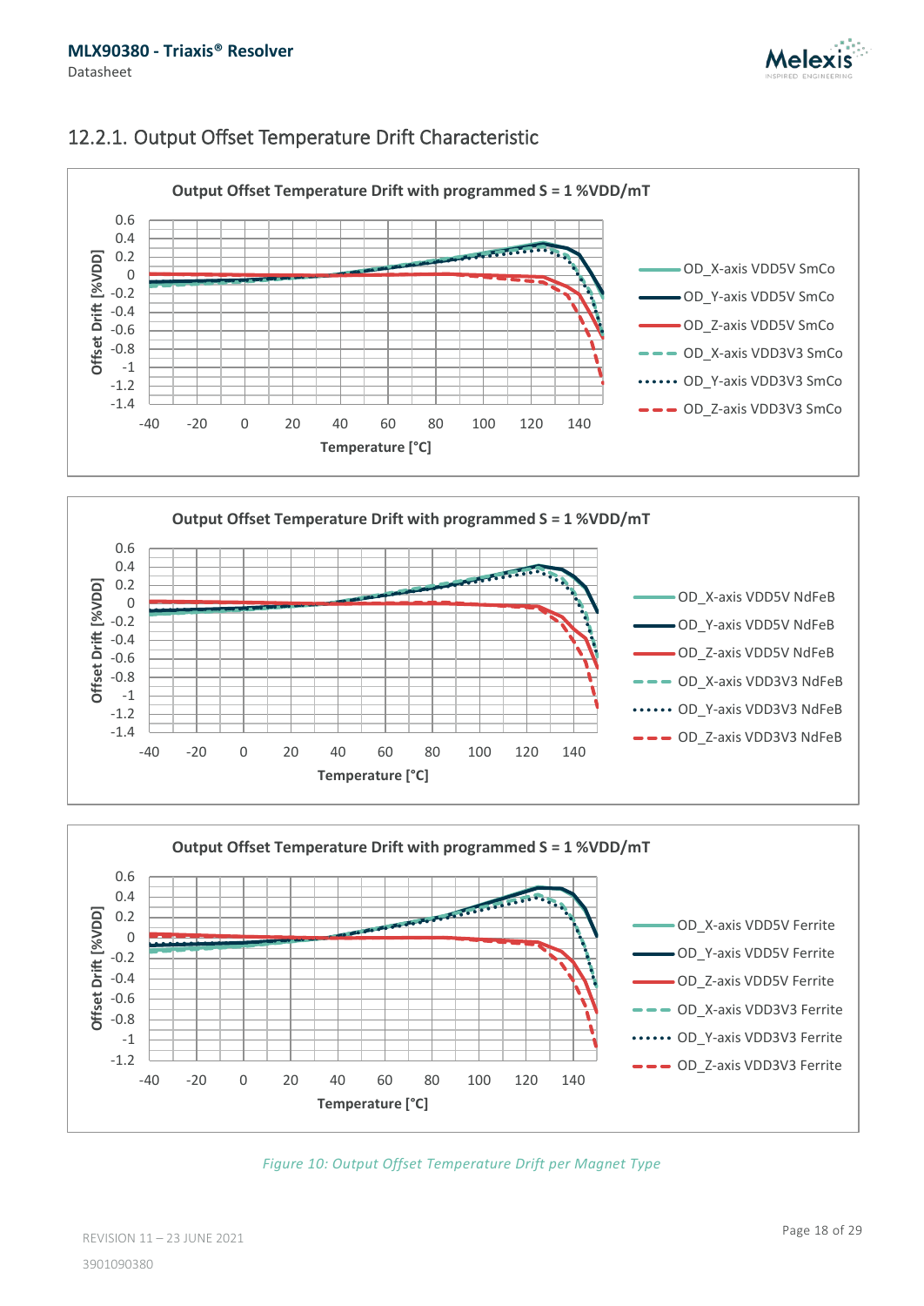### 12.2.1. Output Offset Temperature Drift Characteristic

Figure 10: Output Offset Temperature Drift per Magnet Type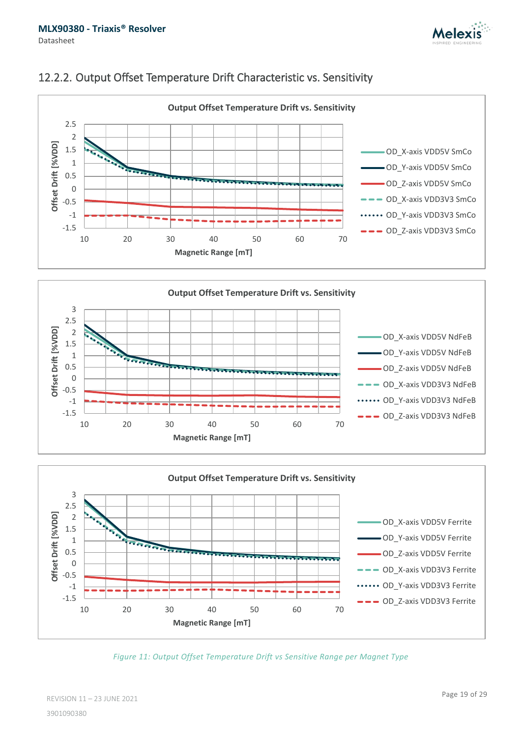### 12.2.2. Output Offset Temperature Drift Characteristic vs. Sensitivity

*Figure 11: Output Offset Temperature Drift vs Sensitive Range per Magnet Type*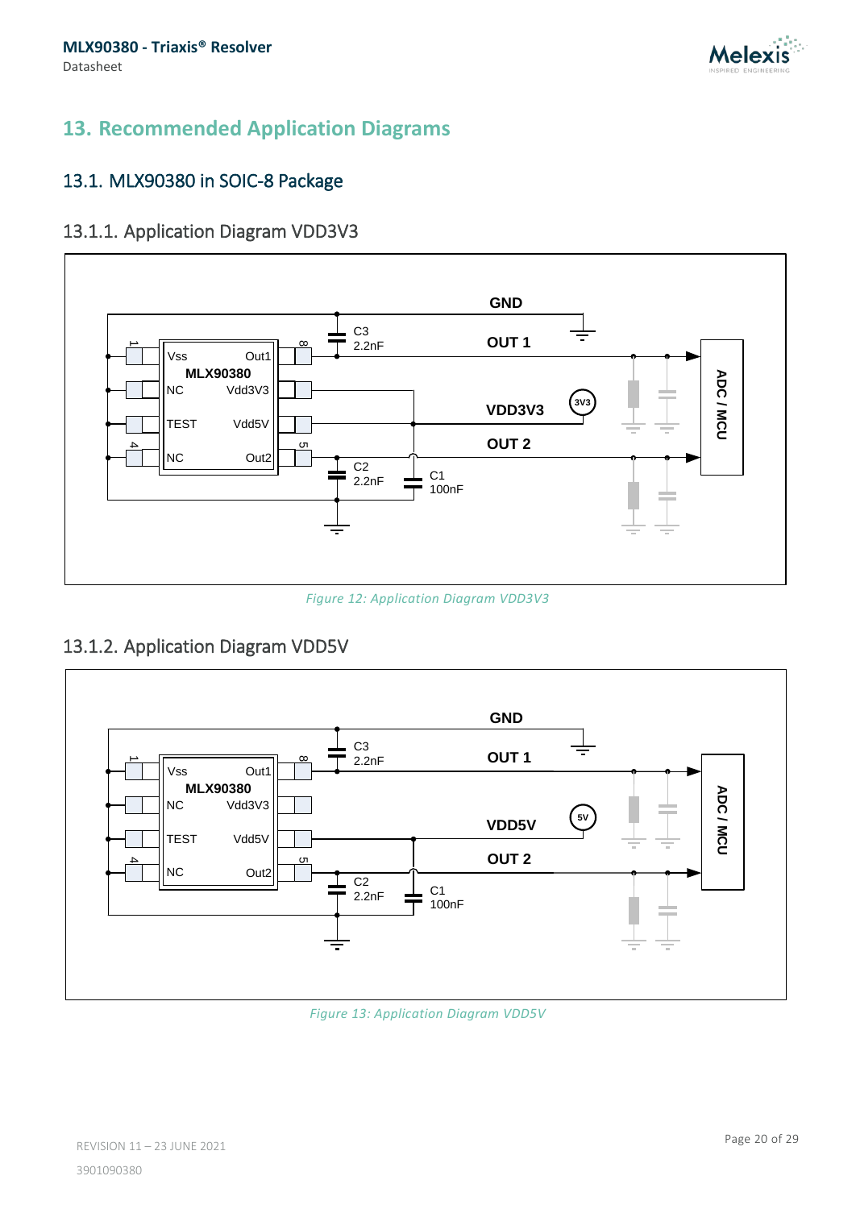# 13. Recommended Application Diagrams

## 13.1. MLX90380 in SOIC-8 Package

### 13.1.1. Application Diagram VDD3V3

*Figure 12: Application Diagram VDD3V3*

### 13.1.2. Application Diagram VDD5V

*Figure 13: Application Diagram VDD5V*

REVISION 11 – 23 JUNE 2021

3901090380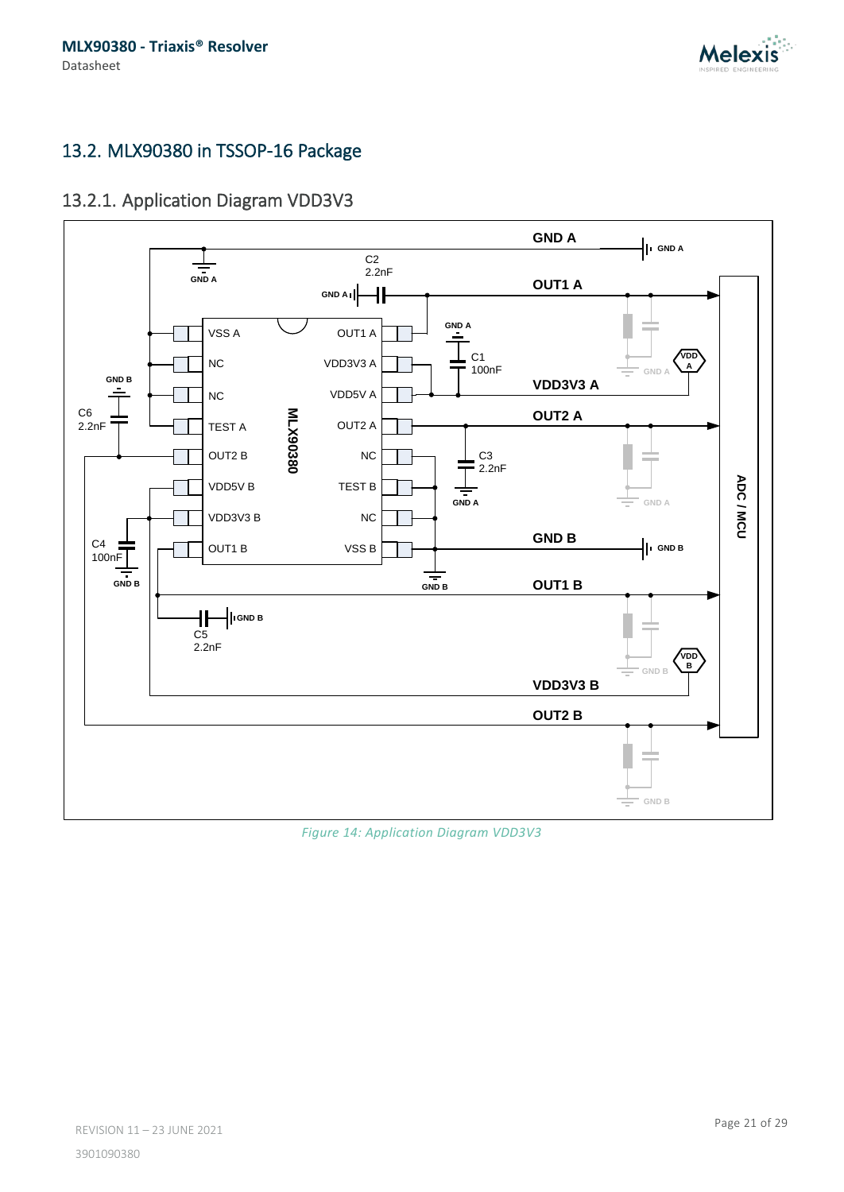## 13.2. MLX90380 in TSSOP-16 Package

### 13.2.1. Application Diagram VDD3V3

*Figure 14: Application Diagram VDD3V3*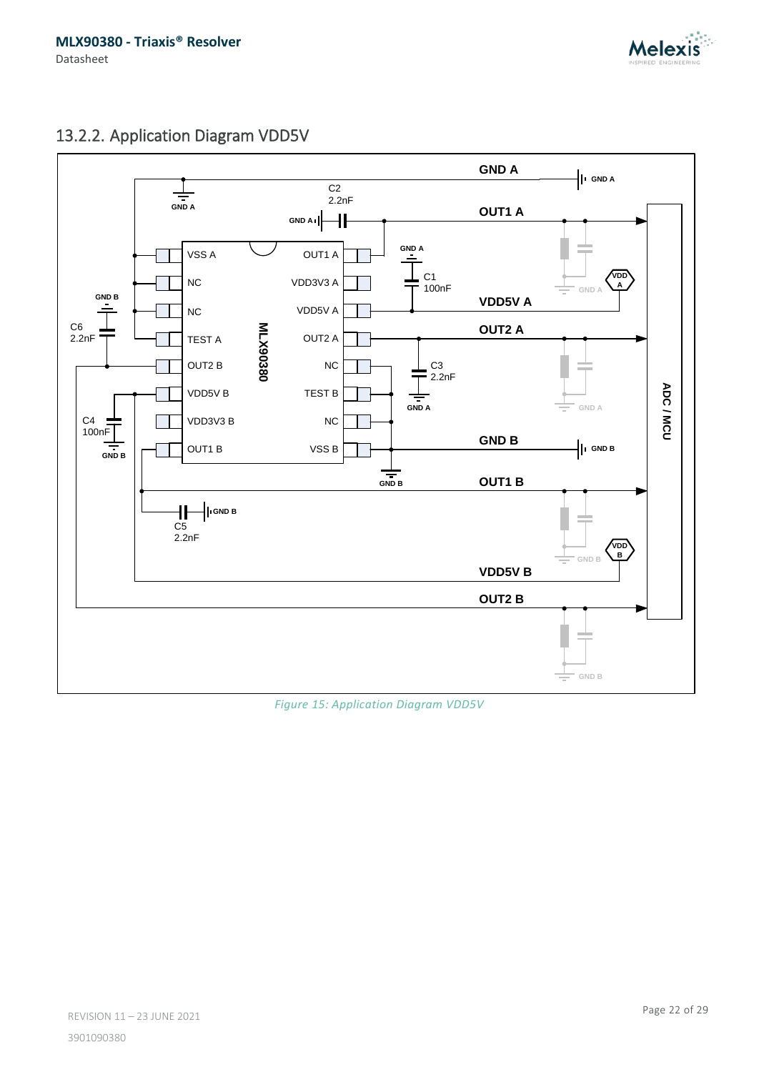## 13.2.2. Application Diagram VDD5V

*Figure 15: Application Diagram VDD5V*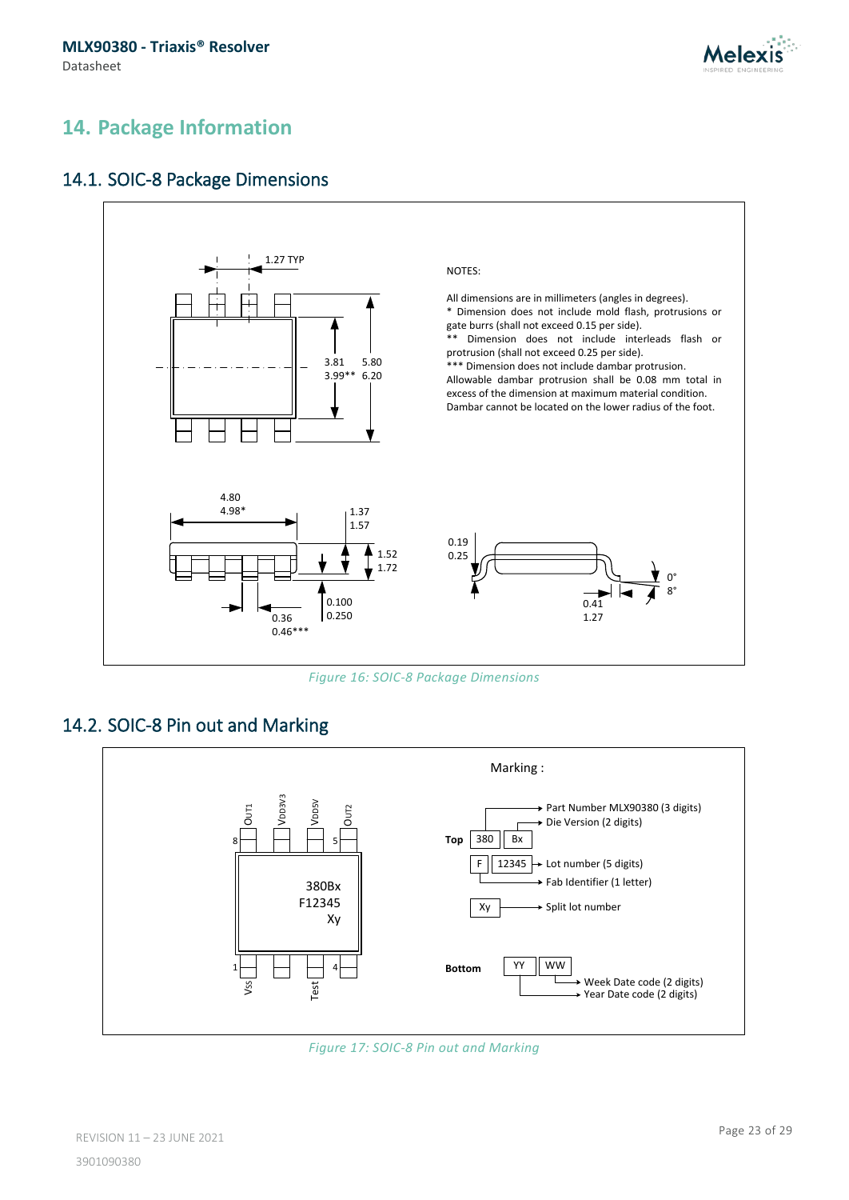# 14. Package Information

## 14.1. SOIC-8 Package Dimensions

1.27 TYP

3.81
3.99**

5.80
6.20

4.80
4.98*

1.37
1.57

1.52
1.72

0.36
0.46***

0.100
0.250

0.19
0.25

0.41
1.27

0°
8°

NOTES:

All dimensions are in millimeters (angles in degrees).
* Dimension does not include mold flash, protrusions or gate burrs (shall not exceed 0.15 per side).
** Dimension does not include interleads flash or protrusion (shall not exceed 0.25 per side).
*** Dimension does not include dambar protrusion.
Allowable dambar protrusion shall be 0.08 mm total in excess of the dimension at maximum material condition.
Dambar cannot be located on the lower radius of the foot.

*Figure 16: SOIC-8 Package Dimensions*

## 14.2. SOIC-8 Pin out and Marking

Pins: 8 OUT1, 7 VDD3V3, 6 VDD5V, 5 OUT2, 1 VSS, 2, 3 Test, 4

380Bx
F12345
Xy

Marking :

**Top**

- 380 → Part Number MLX90380 (3 digits)
- Bx → Die Version (2 digits)
- 12345 → Lot number (5 digits)
- F → Fab Identifier (1 letter)
- Xy → Split lot number

**Bottom**

- WW → Week Date code (2 digits)
- YY → Year Date code (2 digits)

*Figure 17: SOIC-8 Pin out and Marking*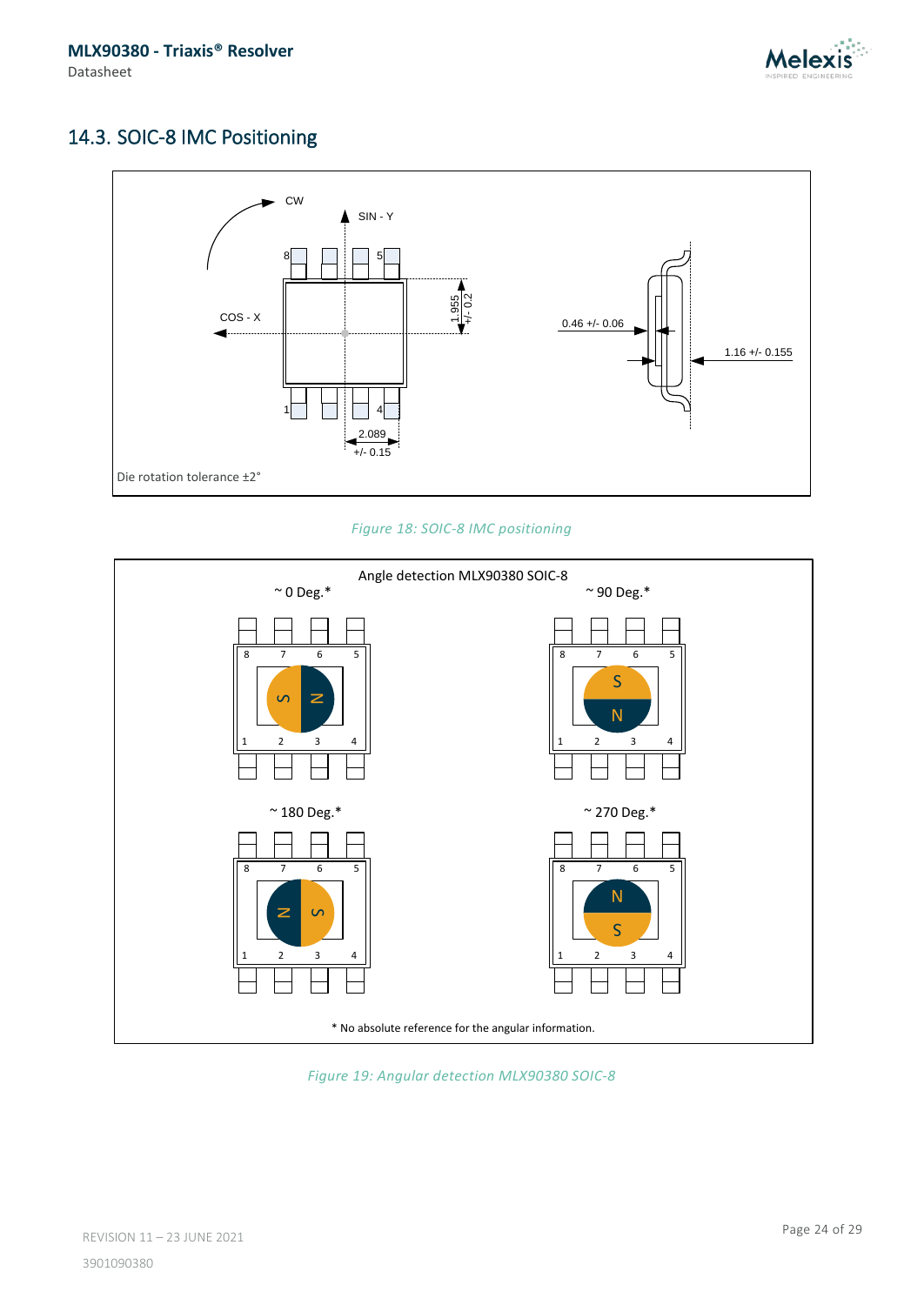## 14.3. SOIC-8 IMC Positioning

Die rotation tolerance ±2°

*Figure 18: SOIC-8 IMC positioning*

Angle detection MLX90380 SOIC-8

* No absolute reference for the angular information.

*Figure 19: Angular detection MLX90380 SOIC-8*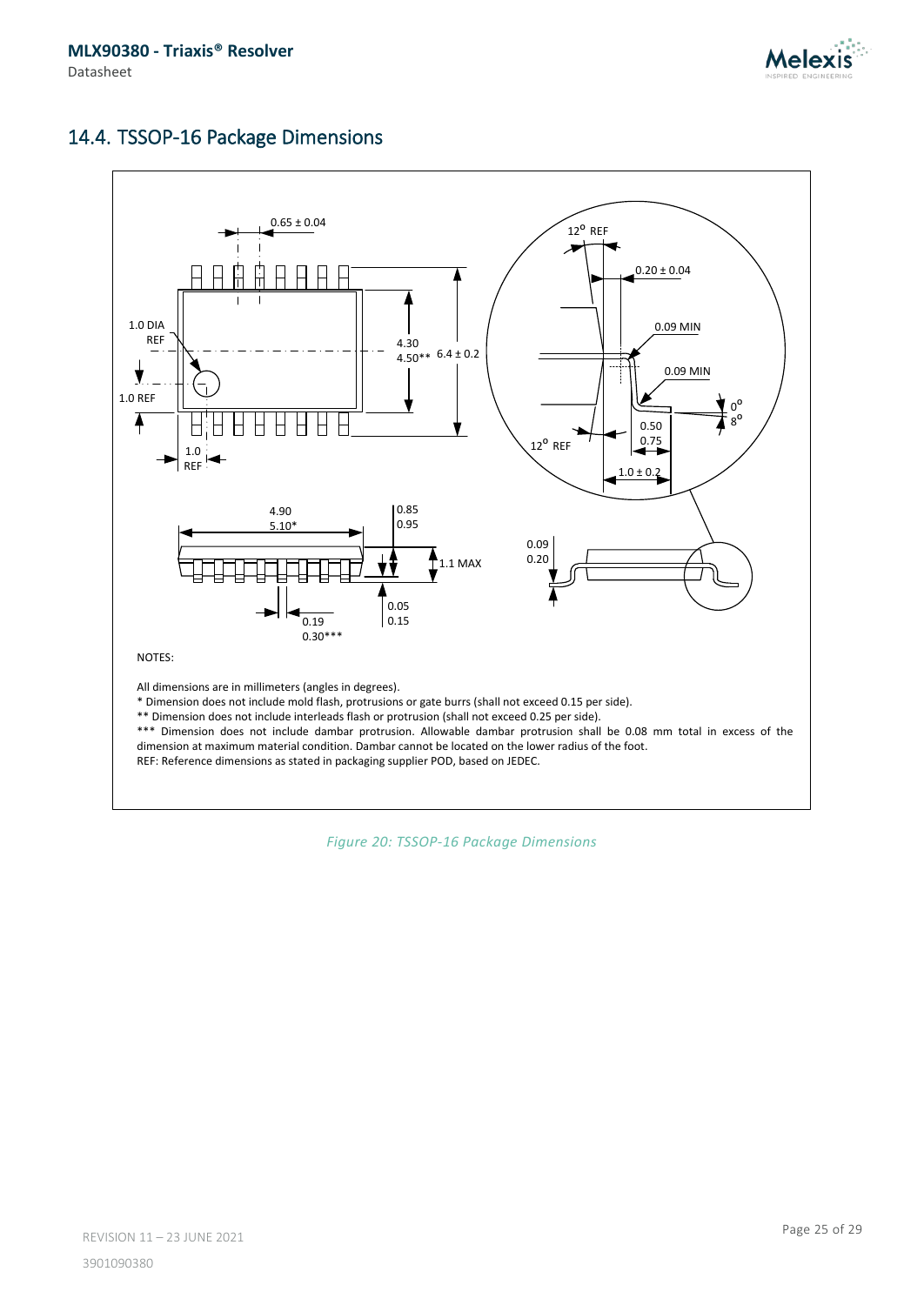## 14.4. TSSOP-16 Package Dimensions

0.65 ± 0.04

1.0 DIA REF

1.0 REF

1.0 REF

4.30
4.50**

6.4 ± 0.2

12° REF

0.20 ± 0.04

0.09 MIN

0.09 MIN

0°
8°

0.50
0.75

12° REF

1.0 ± 0.2

4.90
5.10*

0.85
0.95

1.1 MAX

0.05
0.15

0.19
0.30***

0.09
0.20

NOTES:

All dimensions are in millimeters (angles in degrees).

* Dimension does not include mold flash, protrusions or gate burrs (shall not exceed 0.15 per side).

** Dimension does not include interleads flash or protrusion (shall not exceed 0.25 per side).

*** Dimension does not include dambar protrusion. Allowable dambar protrusion shall be 0.08 mm total in excess of the dimension at maximum material condition. Dambar cannot be located on the lower radius of the foot.

REF: Reference dimensions as stated in packaging supplier POD, based on JEDEC.

*Figure 20: TSSOP-16 Package Dimensions*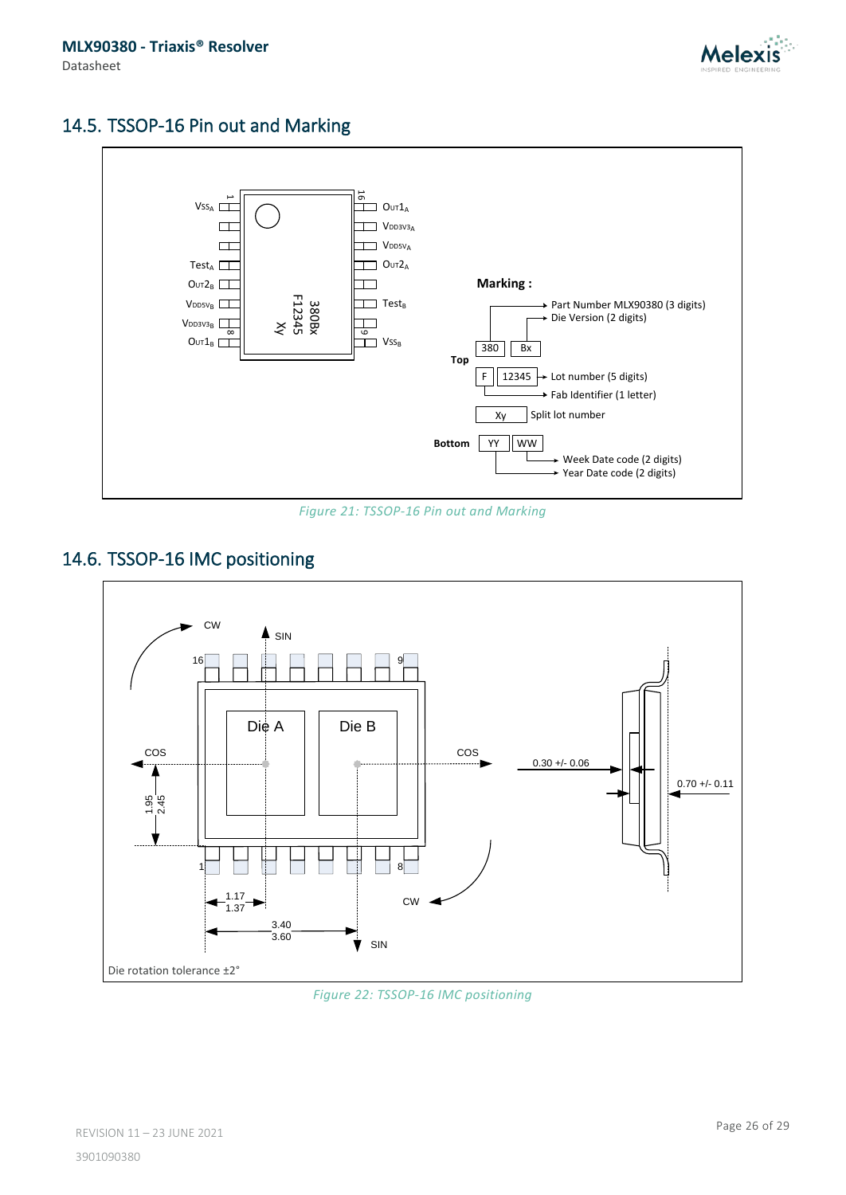## 14.5. TSSOP-16 Pin out and Marking

*Figure 21: TSSOP-16 Pin out and Marking*

## 14.6. TSSOP-16 IMC positioning

*Figure 22: TSSOP-16 IMC positioning*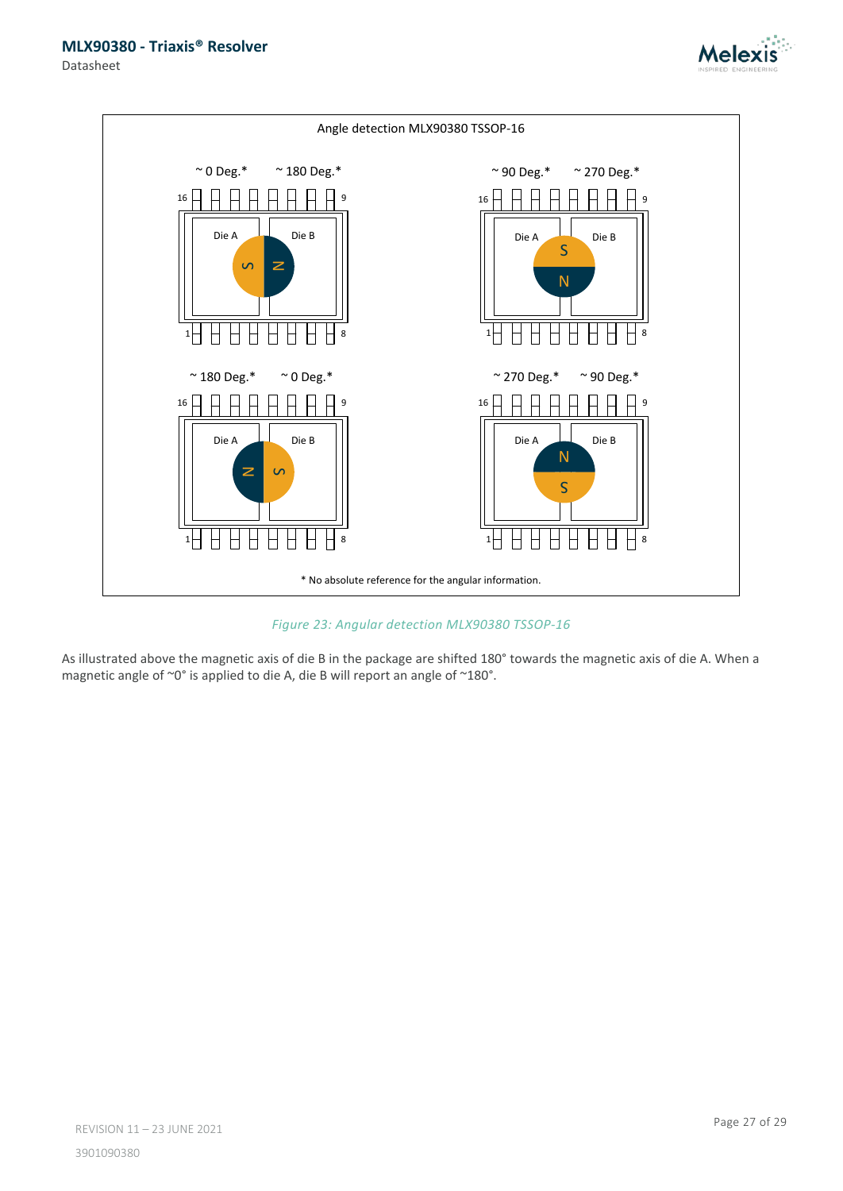Angle detection MLX90380 TSSOP-16

~ 0 Deg.* ~ 180 Deg.*

~ 90 Deg.* ~ 270 Deg.*

~ 180 Deg.* ~ 0 Deg.*

~ 270 Deg.* ~ 90 Deg.*

* No absolute reference for the angular information.

*Figure 23: Angular detection MLX90380 TSSOP-16*

As illustrated above the magnetic axis of die B in the package are shifted 180° towards the magnetic axis of die A. When a magnetic angle of ~0° is applied to die A, die B will report an angle of ~180°.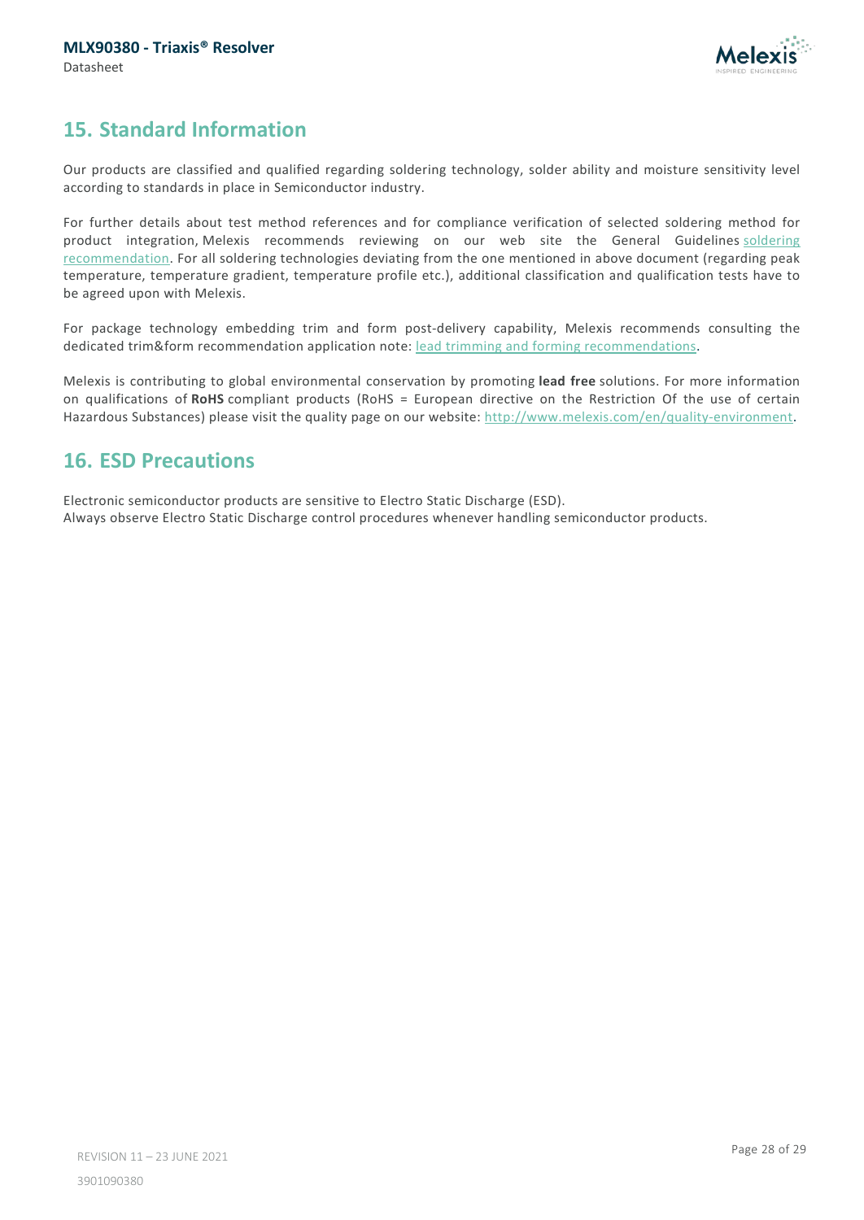## 15. Standard Information

Our products are classified and qualified regarding soldering technology, solder ability and moisture sensitivity level according to standards in place in Semiconductor industry.

For further details about test method references and for compliance verification of selected soldering method for product integration, Melexis recommends reviewing on our web site the General Guidelines soldering recommendation. For all soldering technologies deviating from the one mentioned in above document (regarding peak temperature, temperature gradient, temperature profile etc.), additional classification and qualification tests have to be agreed upon with Melexis.

For package technology embedding trim and form post-delivery capability, Melexis recommends consulting the dedicated trim&form recommendation application note: lead trimming and forming recommendations.

Melexis is contributing to global environmental conservation by promoting **lead free** solutions. For more information on qualifications of **RoHS** compliant products (RoHS = European directive on the Restriction Of the use of certain Hazardous Substances) please visit the quality page on our website: http://www.melexis.com/en/quality-environment.

## 16. ESD Precautions

Electronic semiconductor products are sensitive to Electro Static Discharge (ESD).
Always observe Electro Static Discharge control procedures whenever handling semiconductor products.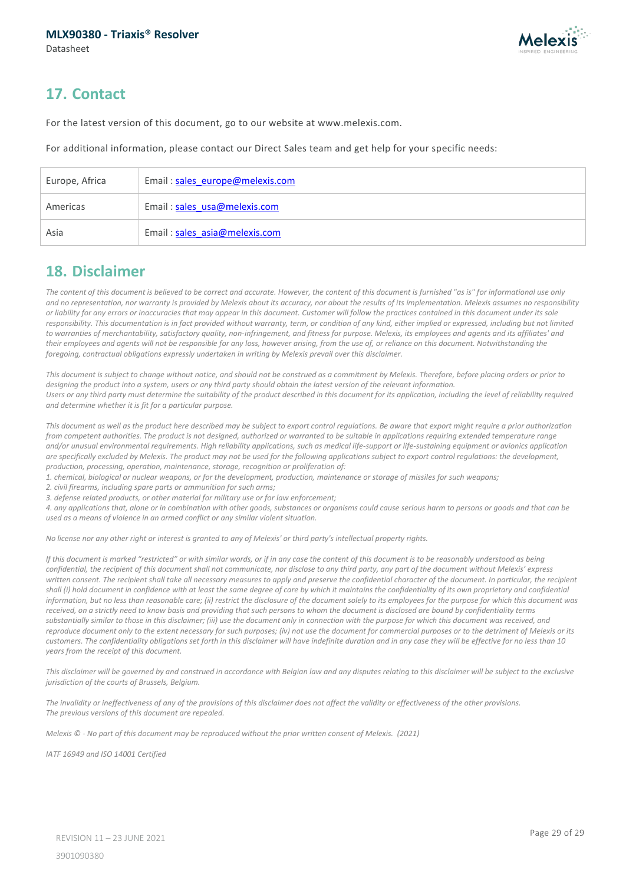## 17. Contact

For the latest version of this document, go to our website at www.melexis.com.

For additional information, please contact our Direct Sales team and get help for your specific needs:

| | |
|---|---|
| Europe, Africa | Email : sales_europe@melexis.com |
| Americas | Email : sales_usa@melexis.com |
| Asia | Email : sales_asia@melexis.com |

## 18. Disclaimer

*The content of this document is believed to be correct and accurate. However, the content of this document is furnished "as is" for informational use only and no representation, nor warranty is provided by Melexis about its accuracy, nor about the results of its implementation. Melexis assumes no responsibility or liability for any errors or inaccuracies that may appear in this document. Customer will follow the practices contained in this document under its sole responsibility. This documentation is in fact provided without warranty, term, or condition of any kind, either implied or expressed, including but not limited to warranties of merchantability, satisfactory quality, non-infringement, and fitness for purpose. Melexis, its employees and agents and its affiliates' and their employees and agents will not be responsible for any loss, however arising, from the use of, or reliance on this document. Notwithstanding the foregoing, contractual obligations expressly undertaken in writing by Melexis prevail over this disclaimer.*

*This document is subject to change without notice, and should not be construed as a commitment by Melexis. Therefore, before placing orders or prior to designing the product into a system, users or any third party should obtain the latest version of the relevant information.*
*Users or any third party must determine the suitability of the product described in this document for its application, including the level of reliability required and determine whether it is fit for a particular purpose.*

*This document as well as the product here described may be subject to export control regulations. Be aware that export might require a prior authorization from competent authorities. The product is not designed, authorized or warranted to be suitable in applications requiring extended temperature range and/or unusual environmental requirements. High reliability applications, such as medical life-support or life-sustaining equipment or avionics application are specifically excluded by Melexis. The product may not be used for the following applications subject to export control regulations: the development, production, processing, operation, maintenance, storage, recognition or proliferation of:*
*1. chemical, biological or nuclear weapons, or for the development, production, maintenance or storage of missiles for such weapons;*
*2. civil firearms, including spare parts or ammunition for such arms;*
*3. defense related products, or other material for military use or for law enforcement;*
*4. any applications that, alone or in combination with other goods, substances or organisms could cause serious harm to persons or goods and that can be used as a means of violence in an armed conflict or any similar violent situation.*

*No license nor any other right or interest is granted to any of Melexis' or third party's intellectual property rights.*

*If this document is marked "restricted" or with similar words, or if in any case the content of this document is to be reasonably understood as being confidential, the recipient of this document shall not communicate, nor disclose to any third party, any part of the document without Melexis' express written consent. The recipient shall take all necessary measures to apply and preserve the confidential character of the document. In particular, the recipient shall (i) hold document in confidence with at least the same degree of care by which it maintains the confidentiality of its own proprietary and confidential information, but no less than reasonable care; (ii) restrict the disclosure of the document solely to its employees for the purpose for which this document was received, on a strictly need to know basis and providing that such persons to whom the document is disclosed are bound by confidentiality terms substantially similar to those in this disclaimer; (iii) use the document only in connection with the purpose for which this document was received, and reproduce document only to the extent necessary for such purposes; (iv) not use the document for commercial purposes or to the detriment of Melexis or its customers. The confidentiality obligations set forth in this disclaimer will have indefinite duration and in any case they will be effective for no less than 10 years from the receipt of this document.*

*This disclaimer will be governed by and construed in accordance with Belgian law and any disputes relating to this disclaimer will be subject to the exclusive jurisdiction of the courts of Brussels, Belgium.*

*The invalidity or ineffectiveness of any of the provisions of this disclaimer does not affect the validity or effectiveness of the other provisions.*
*The previous versions of this document are repealed.*

*Melexis © - No part of this document may be reproduced without the prior written consent of Melexis. (2021)*

*IATF 16949 and ISO 14001 Certified*